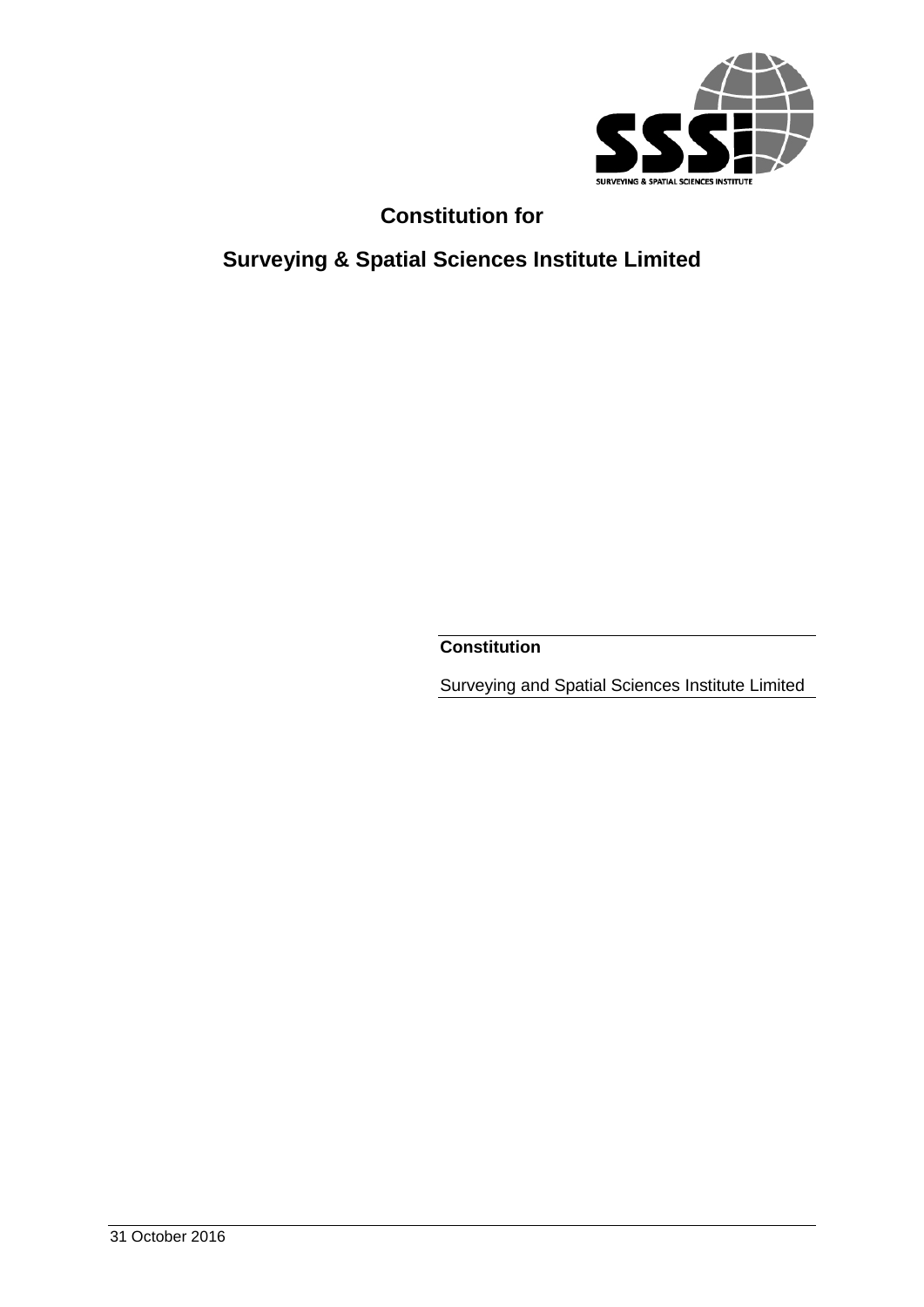SSSI

SURVEYING & SPATIAL SCIENCES INSTITUTE

# Constitution for

# Surveying & Spatial Sciences Institute Limited

**Constitution**

Surveying and Spatial Sciences Institute Limited

31 October 2016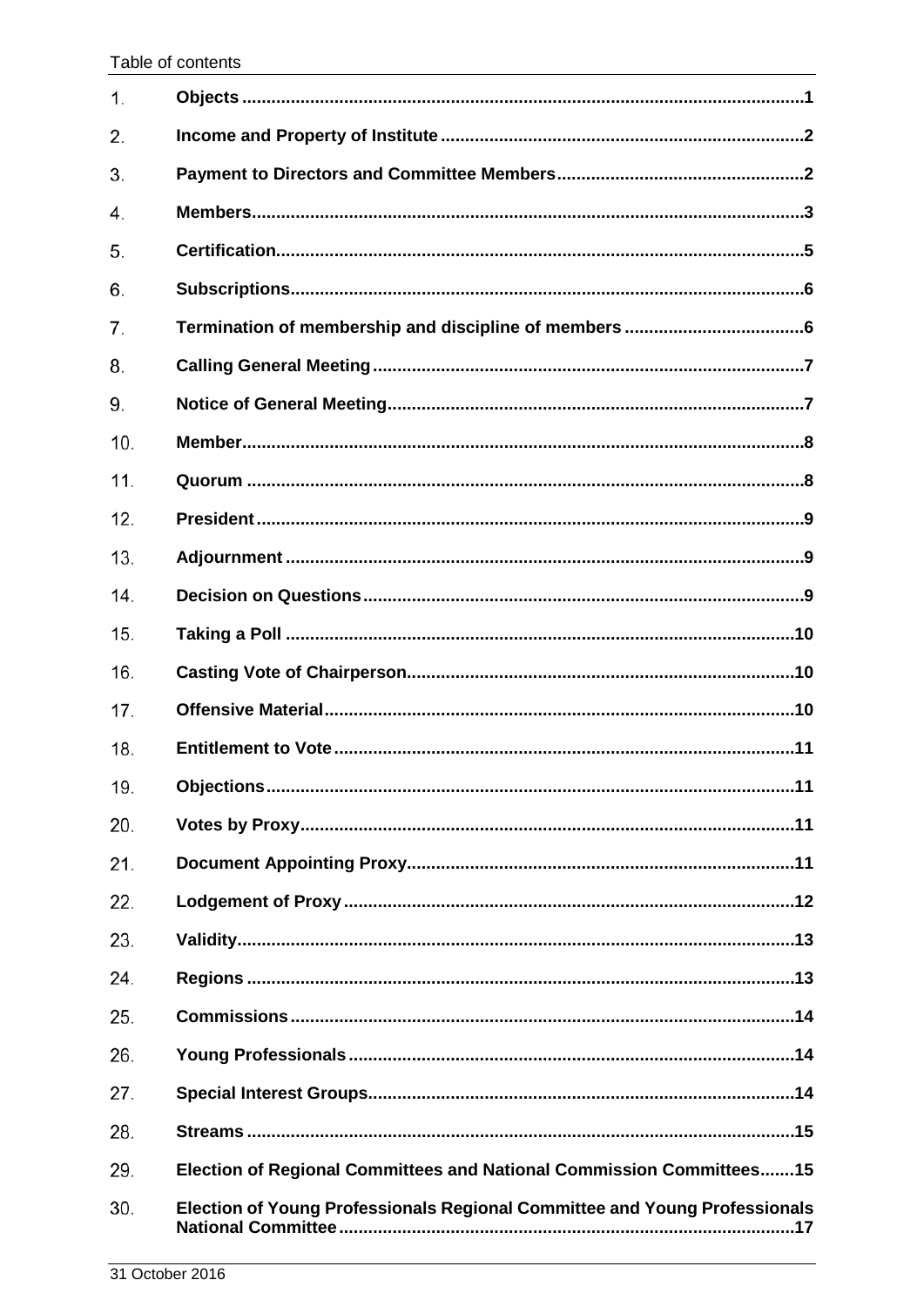Table of contents

| | | |
|---|---|---|
| 1. | **Objects** | **1** |
| 2. | **Income and Property of Institute** | **2** |
| 3. | **Payment to Directors and Committee Members** | **2** |
| 4. | **Members** | **3** |
| 5. | **Certification** | **5** |
| 6. | **Subscriptions** | **6** |
| 7. | **Termination of membership and discipline of members** | **6** |
| 8. | **Calling General Meeting** | **7** |
| 9. | **Notice of General Meeting** | **7** |
| 10. | **Member** | **8** |
| 11. | **Quorum** | **8** |
| 12. | **President** | **9** |
| 13. | **Adjournment** | **9** |
| 14. | **Decision on Questions** | **9** |
| 15. | **Taking a Poll** | **10** |
| 16. | **Casting Vote of Chairperson** | **10** |
| 17. | **Offensive Material** | **10** |
| 18. | **Entitlement to Vote** | **11** |
| 19. | **Objections** | **11** |
| 20. | **Votes by Proxy** | **11** |
| 21. | **Document Appointing Proxy** | **11** |
| 22. | **Lodgement of Proxy** | **12** |
| 23. | **Validity** | **13** |
| 24. | **Regions** | **13** |
| 25. | **Commissions** | **14** |
| 26. | **Young Professionals** | **14** |
| 27. | **Special Interest Groups** | **14** |
| 28. | **Streams** | **15** |
| 29. | **Election of Regional Committees and National Commission Committees** | **15** |
| 30. | **Election of Young Professionals Regional Committee and Young Professionals National Committee** | **17** |

31 October 2016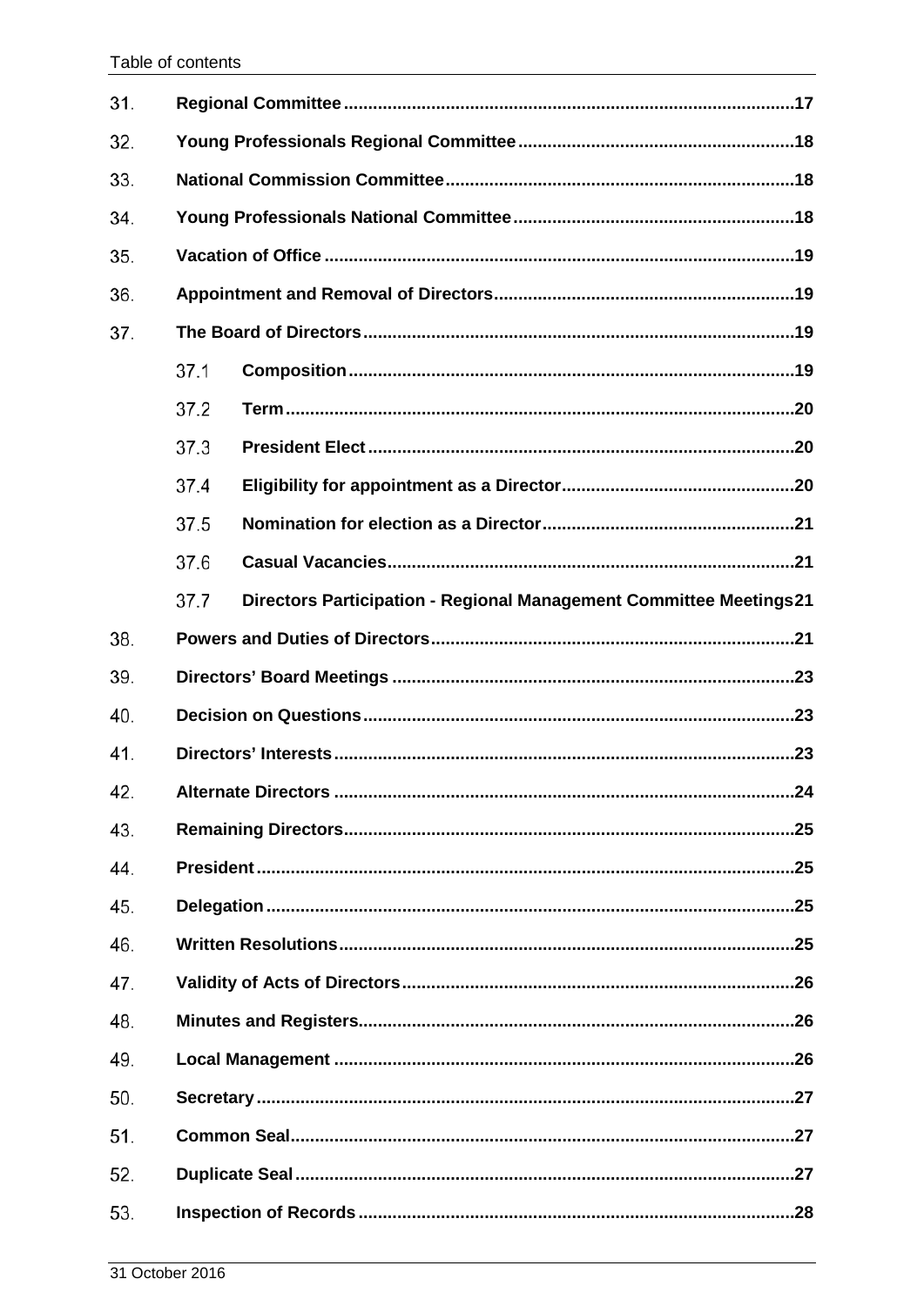| | | | |
|---|---|---|---|
| 31. | **Regional Committee** | | **17** |
| 32. | **Young Professionals Regional Committee** | | **18** |
| 33. | **National Commission Committee** | | **18** |
| 34. | **Young Professionals National Committee** | | **18** |
| 35. | **Vacation of Office** | | **19** |
| 36. | **Appointment and Removal of Directors** | | **19** |
| 37. | **The Board of Directors** | | **19** |
| | 37.1 | **Composition** | **19** |
| | 37.2 | **Term** | **20** |
| | 37.3 | **President Elect** | **20** |
| | 37.4 | **Eligibility for appointment as a Director** | **20** |
| | 37.5 | **Nomination for election as a Director** | **21** |
| | 37.6 | **Casual Vacancies** | **21** |
| | 37.7 | **Directors Participation - Regional Management Committee Meetings** | **21** |
| 38. | **Powers and Duties of Directors** | | **21** |
| 39. | **Directors' Board Meetings** | | **23** |
| 40. | **Decision on Questions** | | **23** |
| 41. | **Directors' Interests** | | **23** |
| 42. | **Alternate Directors** | | **24** |
| 43. | **Remaining Directors** | | **25** |
| 44. | **President** | | **25** |
| 45. | **Delegation** | | **25** |
| 46. | **Written Resolutions** | | **25** |
| 47. | **Validity of Acts of Directors** | | **26** |
| 48. | **Minutes and Registers** | | **26** |
| 49. | **Local Management** | | **26** |
| 50. | **Secretary** | | **27** |
| 51. | **Common Seal** | | **27** |
| 52. | **Duplicate Seal** | | **27** |
| 53. | **Inspection of Records** | | **28** |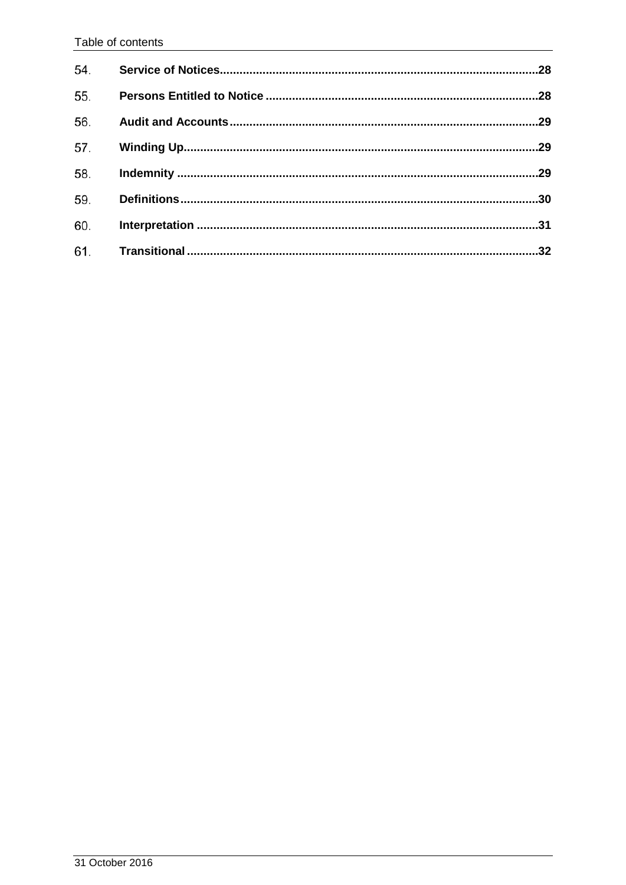| | | |
|---|---|---|
| 54. | **Service of Notices** | **28** |
| 55. | **Persons Entitled to Notice** | **28** |
| 56. | **Audit and Accounts** | **29** |
| 57. | **Winding Up** | **29** |
| 58. | **Indemnity** | **29** |
| 59. | **Definitions** | **30** |
| 60. | **Interpretation** | **31** |
| 61. | **Transitional** | **32** |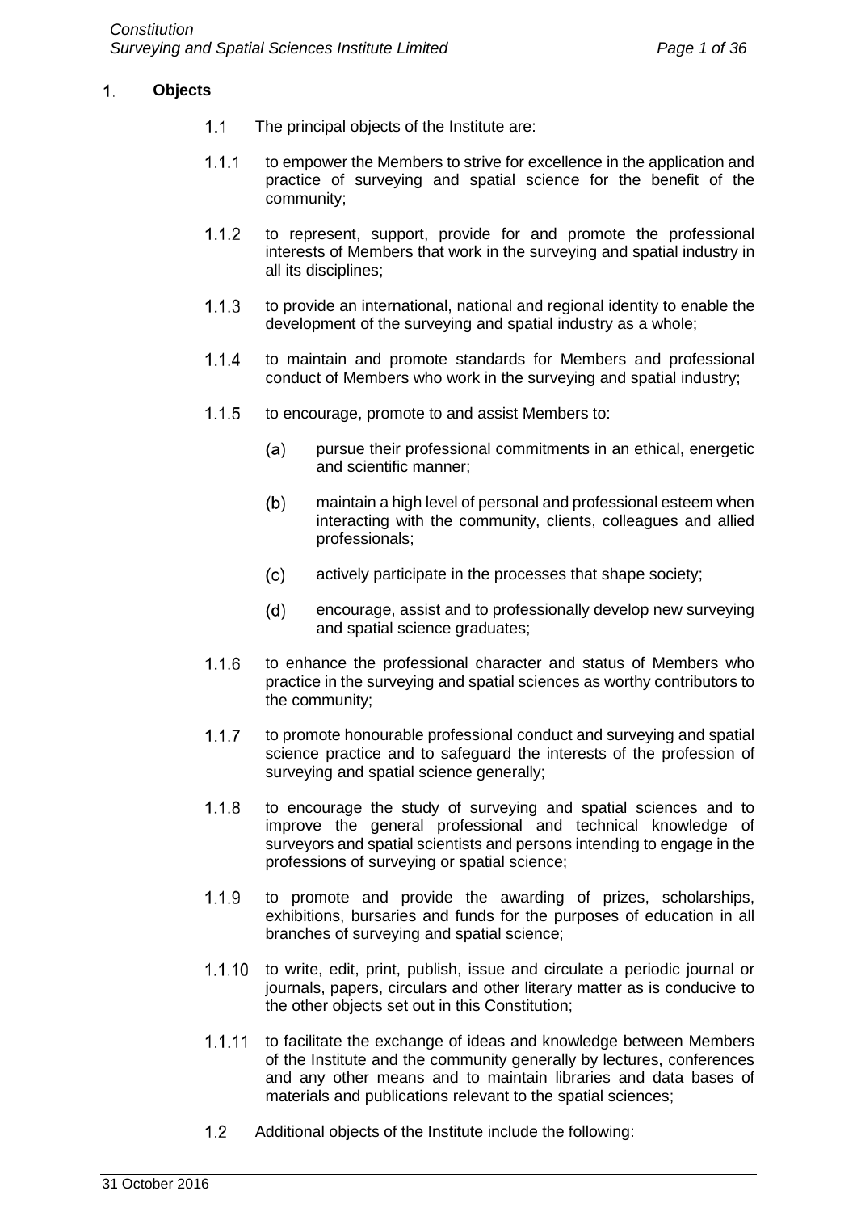## 1. Objects

1.1 The principal objects of the Institute are:

1.1.1 to empower the Members to strive for excellence in the application and practice of surveying and spatial science for the benefit of the community;

1.1.2 to represent, support, provide for and promote the professional interests of Members that work in the surveying and spatial industry in all its disciplines;

1.1.3 to provide an international, national and regional identity to enable the development of the surveying and spatial industry as a whole;

1.1.4 to maintain and promote standards for Members and professional conduct of Members who work in the surveying and spatial industry;

1.1.5 to encourage, promote to and assist Members to:

(a) pursue their professional commitments in an ethical, energetic and scientific manner;

(b) maintain a high level of personal and professional esteem when interacting with the community, clients, colleagues and allied professionals;

(c) actively participate in the processes that shape society;

(d) encourage, assist and to professionally develop new surveying and spatial science graduates;

1.1.6 to enhance the professional character and status of Members who practice in the surveying and spatial sciences as worthy contributors to the community;

1.1.7 to promote honourable professional conduct and surveying and spatial science practice and to safeguard the interests of the profession of surveying and spatial science generally;

1.1.8 to encourage the study of surveying and spatial sciences and to improve the general professional and technical knowledge of surveyors and spatial scientists and persons intending to engage in the professions of surveying or spatial science;

1.1.9 to promote and provide the awarding of prizes, scholarships, exhibitions, bursaries and funds for the purposes of education in all branches of surveying and spatial science;

1.1.10 to write, edit, print, publish, issue and circulate a periodic journal or journals, papers, circulars and other literary matter as is conducive to the other objects set out in this Constitution;

1.1.11 to facilitate the exchange of ideas and knowledge between Members of the Institute and the community generally by lectures, conferences and any other means and to maintain libraries and data bases of materials and publications relevant to the spatial sciences;

1.2 Additional objects of the Institute include the following: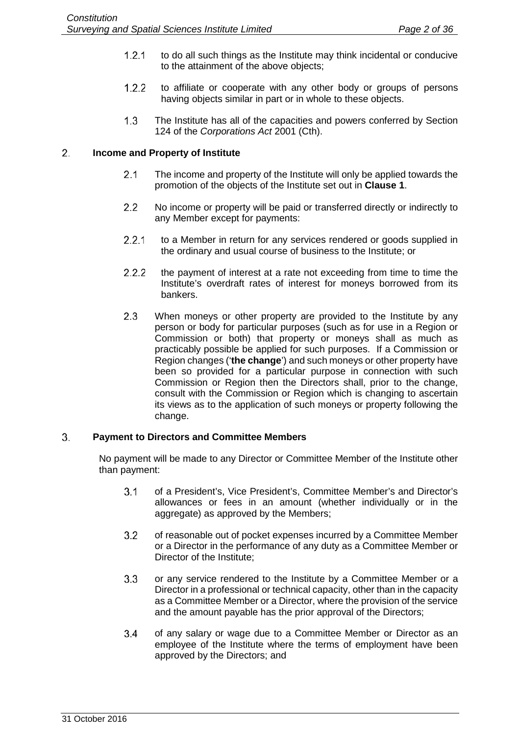1.2.1 to do all such things as the Institute may think incidental or conducive to the attainment of the above objects;

1.2.2 to affiliate or cooperate with any other body or groups of persons having objects similar in part or in whole to these objects.

1.3 The Institute has all of the capacities and powers conferred by Section 124 of the *Corporations Act* 2001 (Cth).

## 2. Income and Property of Institute

2.1 The income and property of the Institute will only be applied towards the promotion of the objects of the Institute set out in **Clause 1**.

2.2 No income or property will be paid or transferred directly or indirectly to any Member except for payments:

2.2.1 to a Member in return for any services rendered or goods supplied in the ordinary and usual course of business to the Institute; or

2.2.2 the payment of interest at a rate not exceeding from time to time the Institute's overdraft rates of interest for moneys borrowed from its bankers.

2.3 When moneys or other property are provided to the Institute by any person or body for particular purposes (such as for use in a Region or Commission or both) that property or moneys shall as much as practicably possible be applied for such purposes. If a Commission or Region changes ('**the change**') and such moneys or other property have been so provided for a particular purpose in connection with such Commission or Region then the Directors shall, prior to the change, consult with the Commission or Region which is changing to ascertain its views as to the application of such moneys or property following the change.

## 3. Payment to Directors and Committee Members

No payment will be made to any Director or Committee Member of the Institute other than payment:

3.1 of a President's, Vice President's, Committee Member's and Director's allowances or fees in an amount (whether individually or in the aggregate) as approved by the Members;

3.2 of reasonable out of pocket expenses incurred by a Committee Member or a Director in the performance of any duty as a Committee Member or Director of the Institute;

3.3 or any service rendered to the Institute by a Committee Member or a Director in a professional or technical capacity, other than in the capacity as a Committee Member or a Director, where the provision of the service and the amount payable has the prior approval of the Directors;

3.4 of any salary or wage due to a Committee Member or Director as an employee of the Institute where the terms of employment have been approved by the Directors; and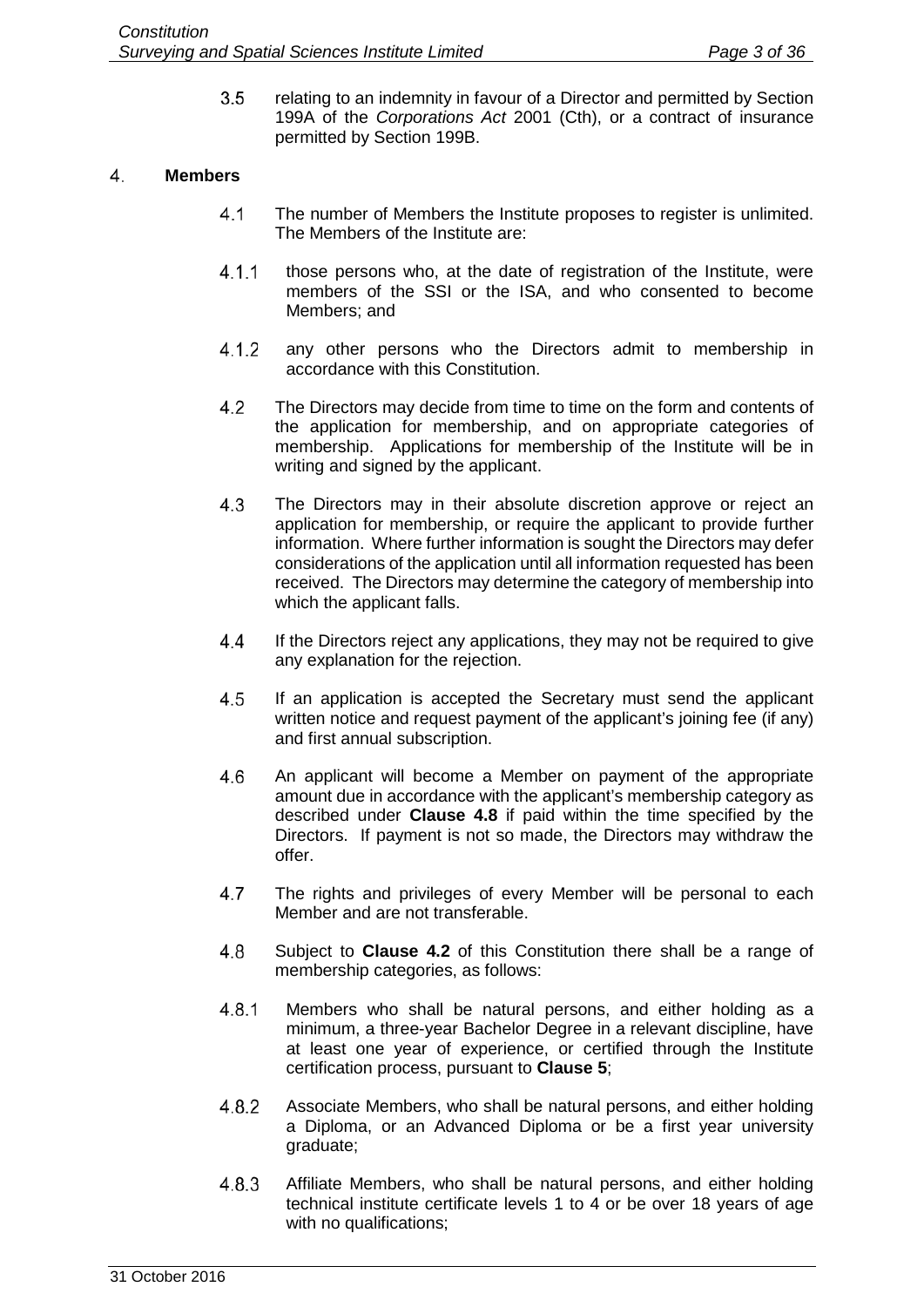3.5 relating to an indemnity in favour of a Director and permitted by Section 199A of the *Corporations Act* 2001 (Cth), or a contract of insurance permitted by Section 199B.

## 4. Members

4.1 The number of Members the Institute proposes to register is unlimited. The Members of the Institute are:

4.1.1 those persons who, at the date of registration of the Institute, were members of the SSI or the ISA, and who consented to become Members; and

4.1.2 any other persons who the Directors admit to membership in accordance with this Constitution.

4.2 The Directors may decide from time to time on the form and contents of the application for membership, and on appropriate categories of membership. Applications for membership of the Institute will be in writing and signed by the applicant.

4.3 The Directors may in their absolute discretion approve or reject an application for membership, or require the applicant to provide further information. Where further information is sought the Directors may defer considerations of the application until all information requested has been received. The Directors may determine the category of membership into which the applicant falls.

4.4 If the Directors reject any applications, they may not be required to give any explanation for the rejection.

4.5 If an application is accepted the Secretary must send the applicant written notice and request payment of the applicant's joining fee (if any) and first annual subscription.

4.6 An applicant will become a Member on payment of the appropriate amount due in accordance with the applicant's membership category as described under **Clause 4.8** if paid within the time specified by the Directors. If payment is not so made, the Directors may withdraw the offer.

4.7 The rights and privileges of every Member will be personal to each Member and are not transferable.

4.8 Subject to **Clause 4.2** of this Constitution there shall be a range of membership categories, as follows:

4.8.1 Members who shall be natural persons, and either holding as a minimum, a three-year Bachelor Degree in a relevant discipline, have at least one year of experience, or certified through the Institute certification process, pursuant to **Clause 5**;

4.8.2 Associate Members, who shall be natural persons, and either holding a Diploma, or an Advanced Diploma or be a first year university graduate;

4.8.3 Affiliate Members, who shall be natural persons, and either holding technical institute certificate levels 1 to 4 or be over 18 years of age with no qualifications;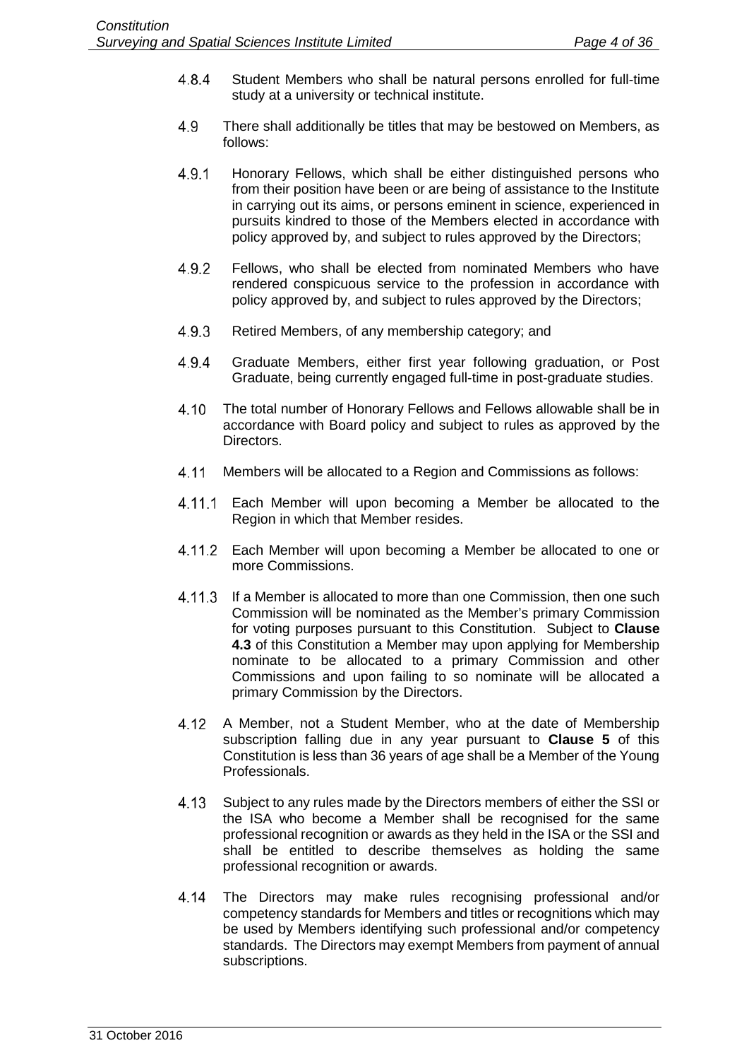4.8.4 Student Members who shall be natural persons enrolled for full-time study at a university or technical institute.

4.9 There shall additionally be titles that may be bestowed on Members, as follows:

4.9.1 Honorary Fellows, which shall be either distinguished persons who from their position have been or are being of assistance to the Institute in carrying out its aims, or persons eminent in science, experienced in pursuits kindred to those of the Members elected in accordance with policy approved by, and subject to rules approved by the Directors;

4.9.2 Fellows, who shall be elected from nominated Members who have rendered conspicuous service to the profession in accordance with policy approved by, and subject to rules approved by the Directors;

4.9.3 Retired Members, of any membership category; and

4.9.4 Graduate Members, either first year following graduation, or Post Graduate, being currently engaged full-time in post-graduate studies.

4.10 The total number of Honorary Fellows and Fellows allowable shall be in accordance with Board policy and subject to rules as approved by the Directors.

4.11 Members will be allocated to a Region and Commissions as follows:

4.11.1 Each Member will upon becoming a Member be allocated to the Region in which that Member resides.

4.11.2 Each Member will upon becoming a Member be allocated to one or more Commissions.

4.11.3 If a Member is allocated to more than one Commission, then one such Commission will be nominated as the Member's primary Commission for voting purposes pursuant to this Constitution. Subject to **Clause 4.3** of this Constitution a Member may upon applying for Membership nominate to be allocated to a primary Commission and other Commissions and upon failing to so nominate will be allocated a primary Commission by the Directors.

4.12 A Member, not a Student Member, who at the date of Membership subscription falling due in any year pursuant to **Clause 5** of this Constitution is less than 36 years of age shall be a Member of the Young Professionals.

4.13 Subject to any rules made by the Directors members of either the SSI or the ISA who become a Member shall be recognised for the same professional recognition or awards as they held in the ISA or the SSI and shall be entitled to describe themselves as holding the same professional recognition or awards.

4.14 The Directors may make rules recognising professional and/or competency standards for Members and titles or recognitions which may be used by Members identifying such professional and/or competency standards. The Directors may exempt Members from payment of annual subscriptions.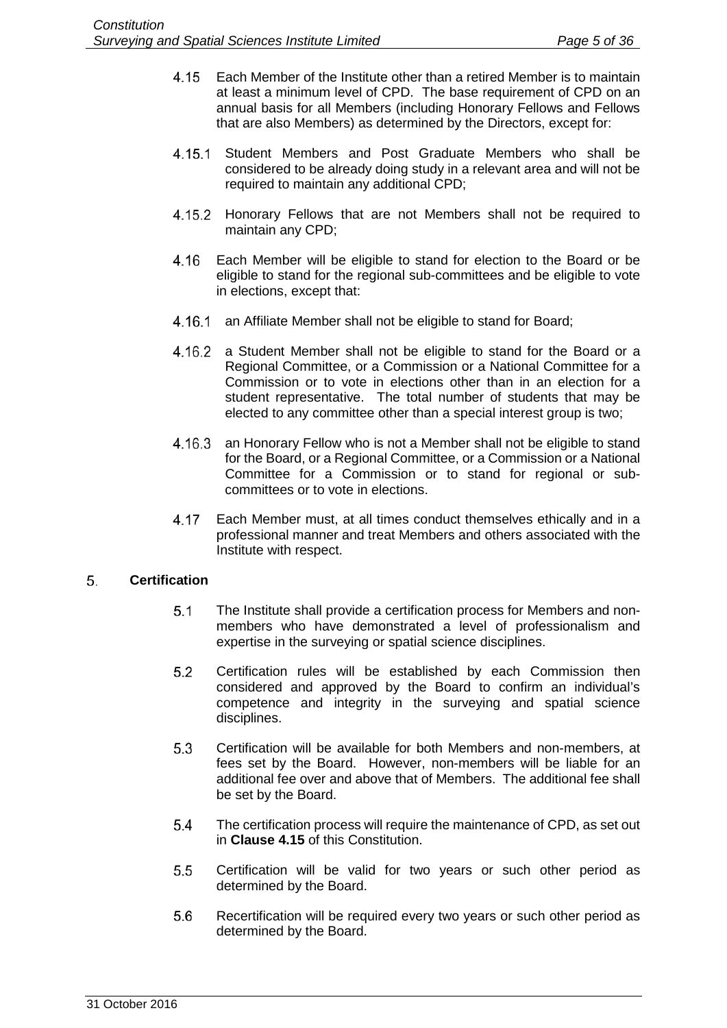4.15 Each Member of the Institute other than a retired Member is to maintain at least a minimum level of CPD. The base requirement of CPD on an annual basis for all Members (including Honorary Fellows and Fellows that are also Members) as determined by the Directors, except for:

4.15.1 Student Members and Post Graduate Members who shall be considered to be already doing study in a relevant area and will not be required to maintain any additional CPD;

4.15.2 Honorary Fellows that are not Members shall not be required to maintain any CPD;

4.16 Each Member will be eligible to stand for election to the Board or be eligible to stand for the regional sub-committees and be eligible to vote in elections, except that:

4.16.1 an Affiliate Member shall not be eligible to stand for Board;

4.16.2 a Student Member shall not be eligible to stand for the Board or a Regional Committee, or a Commission or a National Committee for a Commission or to vote in elections other than in an election for a student representative. The total number of students that may be elected to any committee other than a special interest group is two;

4.16.3 an Honorary Fellow who is not a Member shall not be eligible to stand for the Board, or a Regional Committee, or a Commission or a National Committee for a Commission or to stand for regional or sub-committees or to vote in elections.

4.17 Each Member must, at all times conduct themselves ethically and in a professional manner and treat Members and others associated with the Institute with respect.

## 5. Certification

5.1 The Institute shall provide a certification process for Members and non-members who have demonstrated a level of professionalism and expertise in the surveying or spatial science disciplines.

5.2 Certification rules will be established by each Commission then considered and approved by the Board to confirm an individual's competence and integrity in the surveying and spatial science disciplines.

5.3 Certification will be available for both Members and non-members, at fees set by the Board. However, non-members will be liable for an additional fee over and above that of Members. The additional fee shall be set by the Board.

5.4 The certification process will require the maintenance of CPD, as set out in **Clause 4.15** of this Constitution.

5.5 Certification will be valid for two years or such other period as determined by the Board.

5.6 Recertification will be required every two years or such other period as determined by the Board.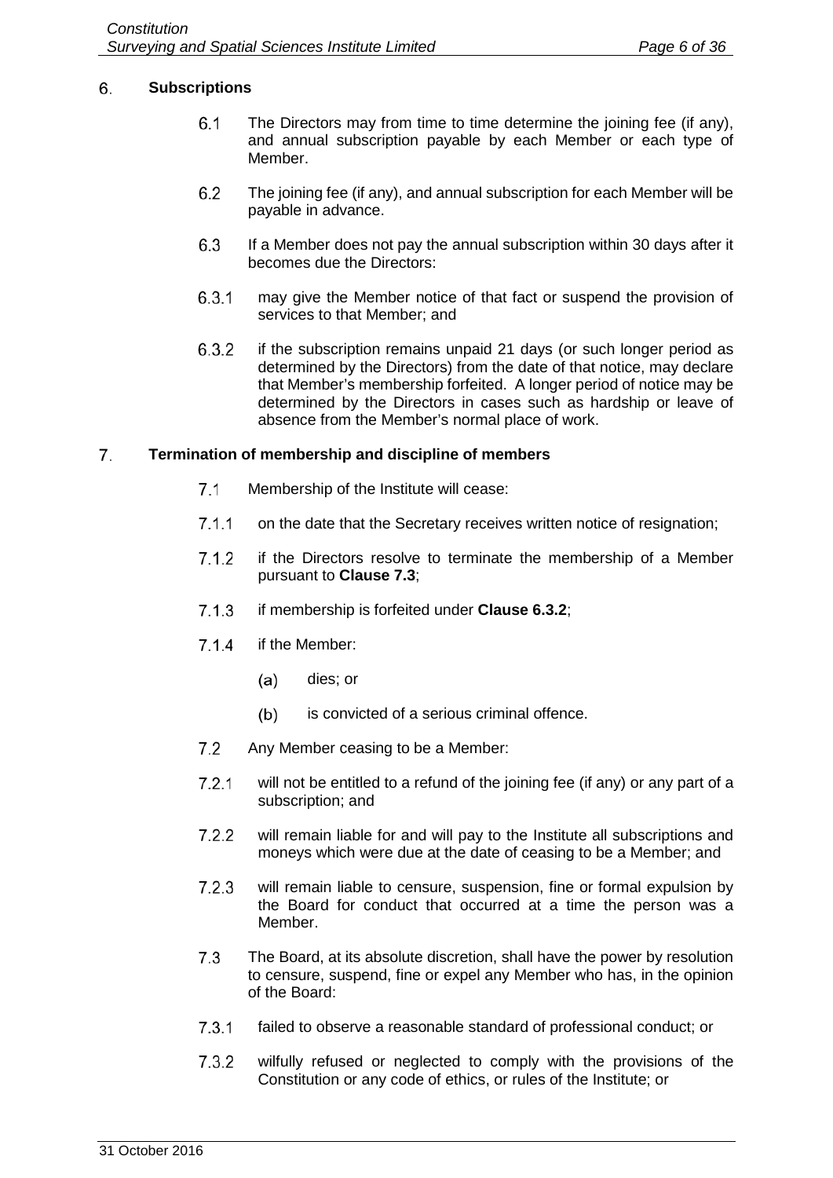## 6. Subscriptions

6.1 The Directors may from time to time determine the joining fee (if any), and annual subscription payable by each Member or each type of Member.

6.2 The joining fee (if any), and annual subscription for each Member will be payable in advance.

6.3 If a Member does not pay the annual subscription within 30 days after it becomes due the Directors:

6.3.1 may give the Member notice of that fact or suspend the provision of services to that Member; and

6.3.2 if the subscription remains unpaid 21 days (or such longer period as determined by the Directors) from the date of that notice, may declare that Member's membership forfeited. A longer period of notice may be determined by the Directors in cases such as hardship or leave of absence from the Member's normal place of work.

## 7. Termination of membership and discipline of members

7.1 Membership of the Institute will cease:

7.1.1 on the date that the Secretary receives written notice of resignation;

7.1.2 if the Directors resolve to terminate the membership of a Member pursuant to **Clause 7.3**;

7.1.3 if membership is forfeited under **Clause 6.3.2**;

7.1.4 if the Member:

(a) dies; or

(b) is convicted of a serious criminal offence.

7.2 Any Member ceasing to be a Member:

7.2.1 will not be entitled to a refund of the joining fee (if any) or any part of a subscription; and

7.2.2 will remain liable for and will pay to the Institute all subscriptions and moneys which were due at the date of ceasing to be a Member; and

7.2.3 will remain liable to censure, suspension, fine or formal expulsion by the Board for conduct that occurred at a time the person was a Member.

7.3 The Board, at its absolute discretion, shall have the power by resolution to censure, suspend, fine or expel any Member who has, in the opinion of the Board:

7.3.1 failed to observe a reasonable standard of professional conduct; or

7.3.2 wilfully refused or neglected to comply with the provisions of the Constitution or any code of ethics, or rules of the Institute; or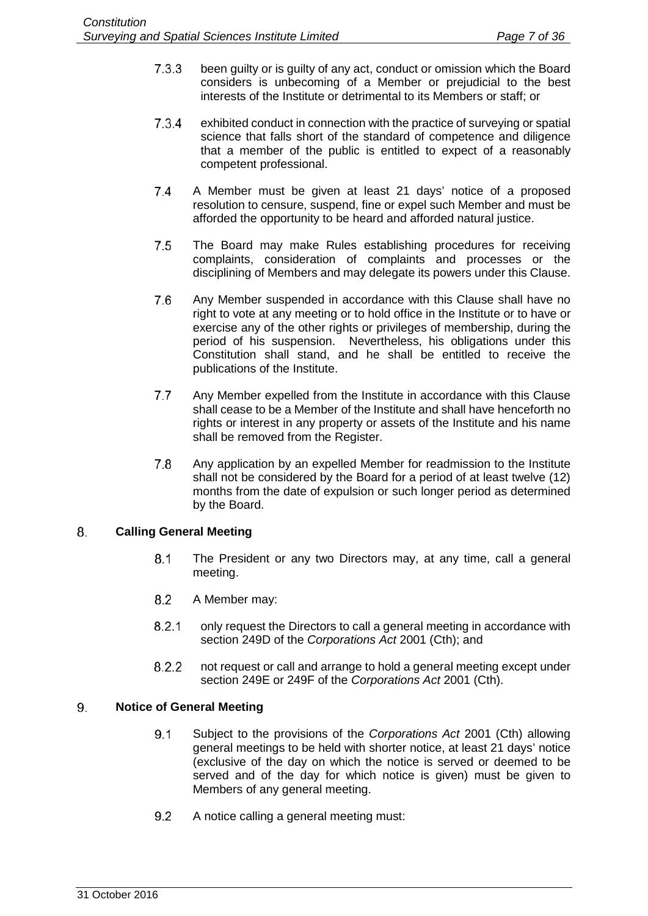7.3.3 been guilty or is guilty of any act, conduct or omission which the Board considers is unbecoming of a Member or prejudicial to the best interests of the Institute or detrimental to its Members or staff; or

7.3.4 exhibited conduct in connection with the practice of surveying or spatial science that falls short of the standard of competence and diligence that a member of the public is entitled to expect of a reasonably competent professional.

7.4 A Member must be given at least 21 days' notice of a proposed resolution to censure, suspend, fine or expel such Member and must be afforded the opportunity to be heard and afforded natural justice.

7.5 The Board may make Rules establishing procedures for receiving complaints, consideration of complaints and processes or the disciplining of Members and may delegate its powers under this Clause.

7.6 Any Member suspended in accordance with this Clause shall have no right to vote at any meeting or to hold office in the Institute or to have or exercise any of the other rights or privileges of membership, during the period of his suspension. Nevertheless, his obligations under this Constitution shall stand, and he shall be entitled to receive the publications of the Institute.

7.7 Any Member expelled from the Institute in accordance with this Clause shall cease to be a Member of the Institute and shall have henceforth no rights or interest in any property or assets of the Institute and his name shall be removed from the Register.

7.8 Any application by an expelled Member for readmission to the Institute shall not be considered by the Board for a period of at least twelve (12) months from the date of expulsion or such longer period as determined by the Board.

## 8. Calling General Meeting

8.1 The President or any two Directors may, at any time, call a general meeting.

8.2 A Member may:

8.2.1 only request the Directors to call a general meeting in accordance with section 249D of the *Corporations Act* 2001 (Cth); and

8.2.2 not request or call and arrange to hold a general meeting except under section 249E or 249F of the *Corporations Act* 2001 (Cth).

## 9. Notice of General Meeting

9.1 Subject to the provisions of the *Corporations Act* 2001 (Cth) allowing general meetings to be held with shorter notice, at least 21 days' notice (exclusive of the day on which the notice is served or deemed to be served and of the day for which notice is given) must be given to Members of any general meeting.

9.2 A notice calling a general meeting must: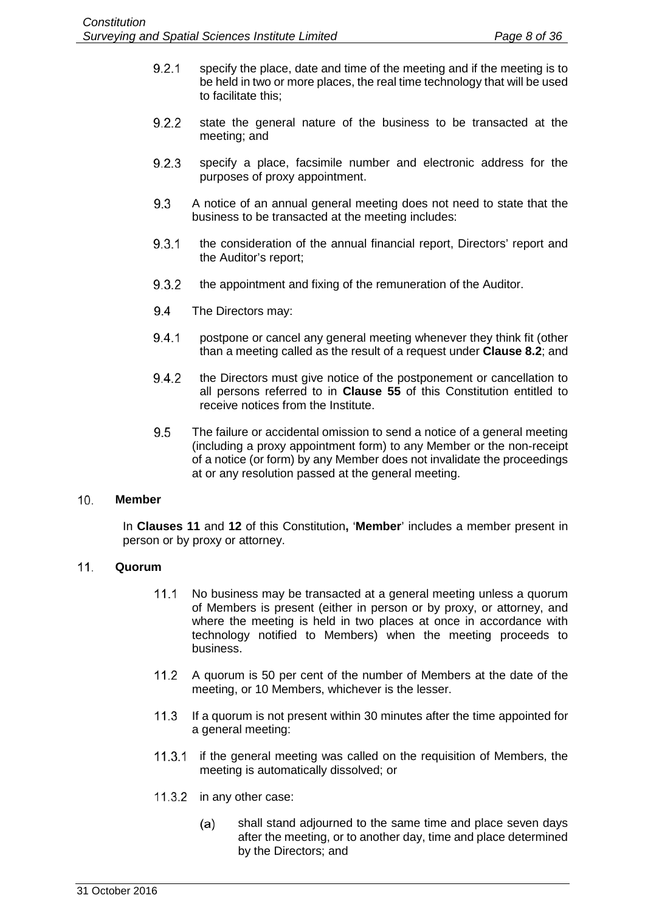9.2.1 specify the place, date and time of the meeting and if the meeting is to be held in two or more places, the real time technology that will be used to facilitate this;

9.2.2 state the general nature of the business to be transacted at the meeting; and

9.2.3 specify a place, facsimile number and electronic address for the purposes of proxy appointment.

9.3 A notice of an annual general meeting does not need to state that the business to be transacted at the meeting includes:

9.3.1 the consideration of the annual financial report, Directors' report and the Auditor's report;

9.3.2 the appointment and fixing of the remuneration of the Auditor.

9.4 The Directors may:

9.4.1 postpone or cancel any general meeting whenever they think fit (other than a meeting called as the result of a request under **Clause 8.2**; and

9.4.2 the Directors must give notice of the postponement or cancellation to all persons referred to in **Clause 55** of this Constitution entitled to receive notices from the Institute.

9.5 The failure or accidental omission to send a notice of a general meeting (including a proxy appointment form) to any Member or the non-receipt of a notice (or form) by any Member does not invalidate the proceedings at or any resolution passed at the general meeting.

## 10. Member

In **Clauses 11** and **12** of this Constitution**,** '**Member**' includes a member present in person or by proxy or attorney.

## 11. Quorum

11.1 No business may be transacted at a general meeting unless a quorum of Members is present (either in person or by proxy, or attorney, and where the meeting is held in two places at once in accordance with technology notified to Members) when the meeting proceeds to business.

11.2 A quorum is 50 per cent of the number of Members at the date of the meeting, or 10 Members, whichever is the lesser.

11.3 If a quorum is not present within 30 minutes after the time appointed for a general meeting:

11.3.1 if the general meeting was called on the requisition of Members, the meeting is automatically dissolved; or

11.3.2 in any other case:

(a) shall stand adjourned to the same time and place seven days after the meeting, or to another day, time and place determined by the Directors; and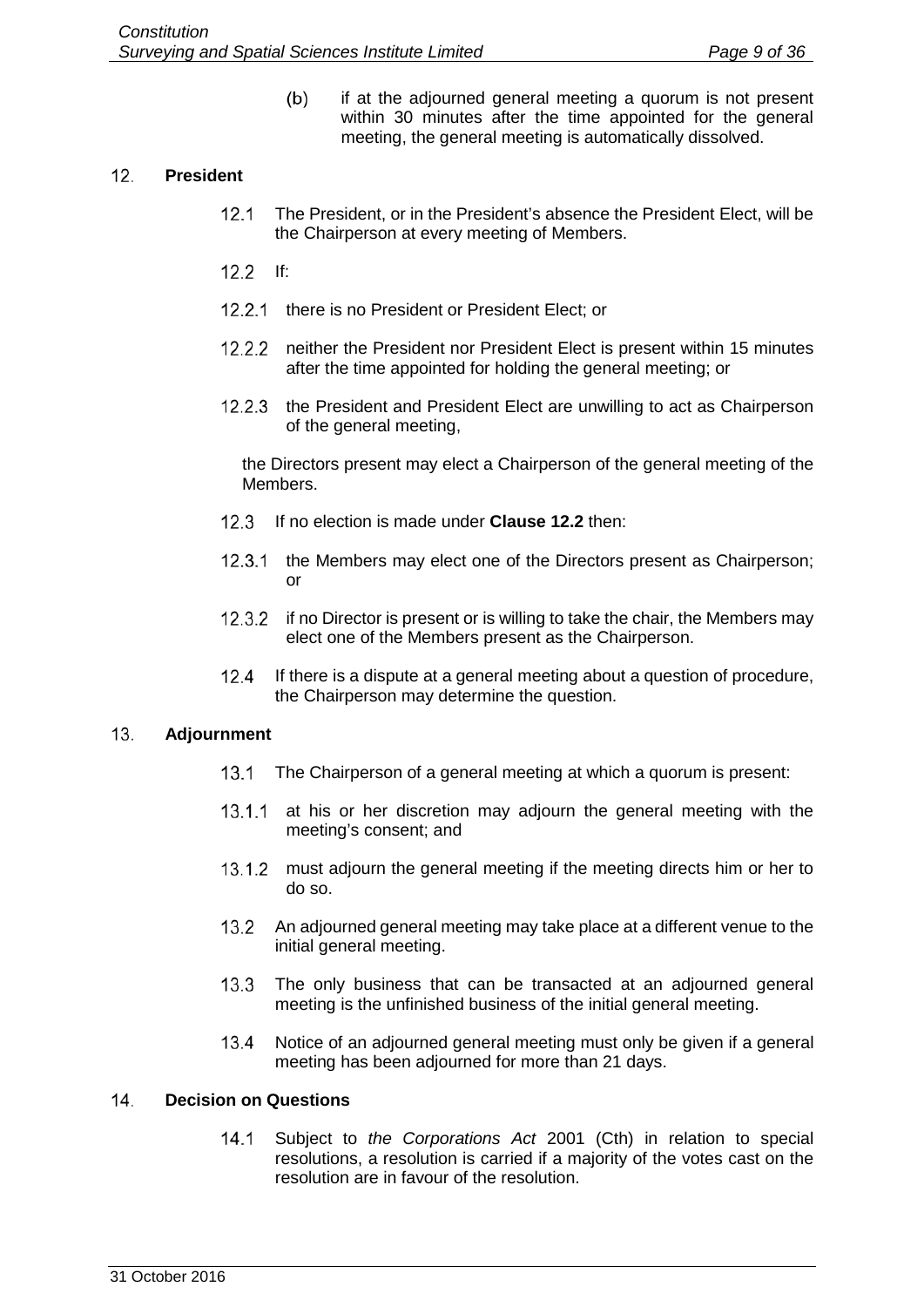(b) if at the adjourned general meeting a quorum is not present within 30 minutes after the time appointed for the general meeting, the general meeting is automatically dissolved.

## 12. President

12.1 The President, or in the President's absence the President Elect, will be the Chairperson at every meeting of Members.

12.2 If:

12.2.1 there is no President or President Elect; or

12.2.2 neither the President nor President Elect is present within 15 minutes after the time appointed for holding the general meeting; or

12.2.3 the President and President Elect are unwilling to act as Chairperson of the general meeting,

the Directors present may elect a Chairperson of the general meeting of the Members.

12.3 If no election is made under **Clause 12.2** then:

12.3.1 the Members may elect one of the Directors present as Chairperson; or

12.3.2 if no Director is present or is willing to take the chair, the Members may elect one of the Members present as the Chairperson.

12.4 If there is a dispute at a general meeting about a question of procedure, the Chairperson may determine the question.

## 13. Adjournment

13.1 The Chairperson of a general meeting at which a quorum is present:

13.1.1 at his or her discretion may adjourn the general meeting with the meeting's consent; and

13.1.2 must adjourn the general meeting if the meeting directs him or her to do so.

13.2 An adjourned general meeting may take place at a different venue to the initial general meeting.

13.3 The only business that can be transacted at an adjourned general meeting is the unfinished business of the initial general meeting.

13.4 Notice of an adjourned general meeting must only be given if a general meeting has been adjourned for more than 21 days.

## 14. Decision on Questions

14.1 Subject to *the Corporations Act* 2001 (Cth) in relation to special resolutions, a resolution is carried if a majority of the votes cast on the resolution are in favour of the resolution.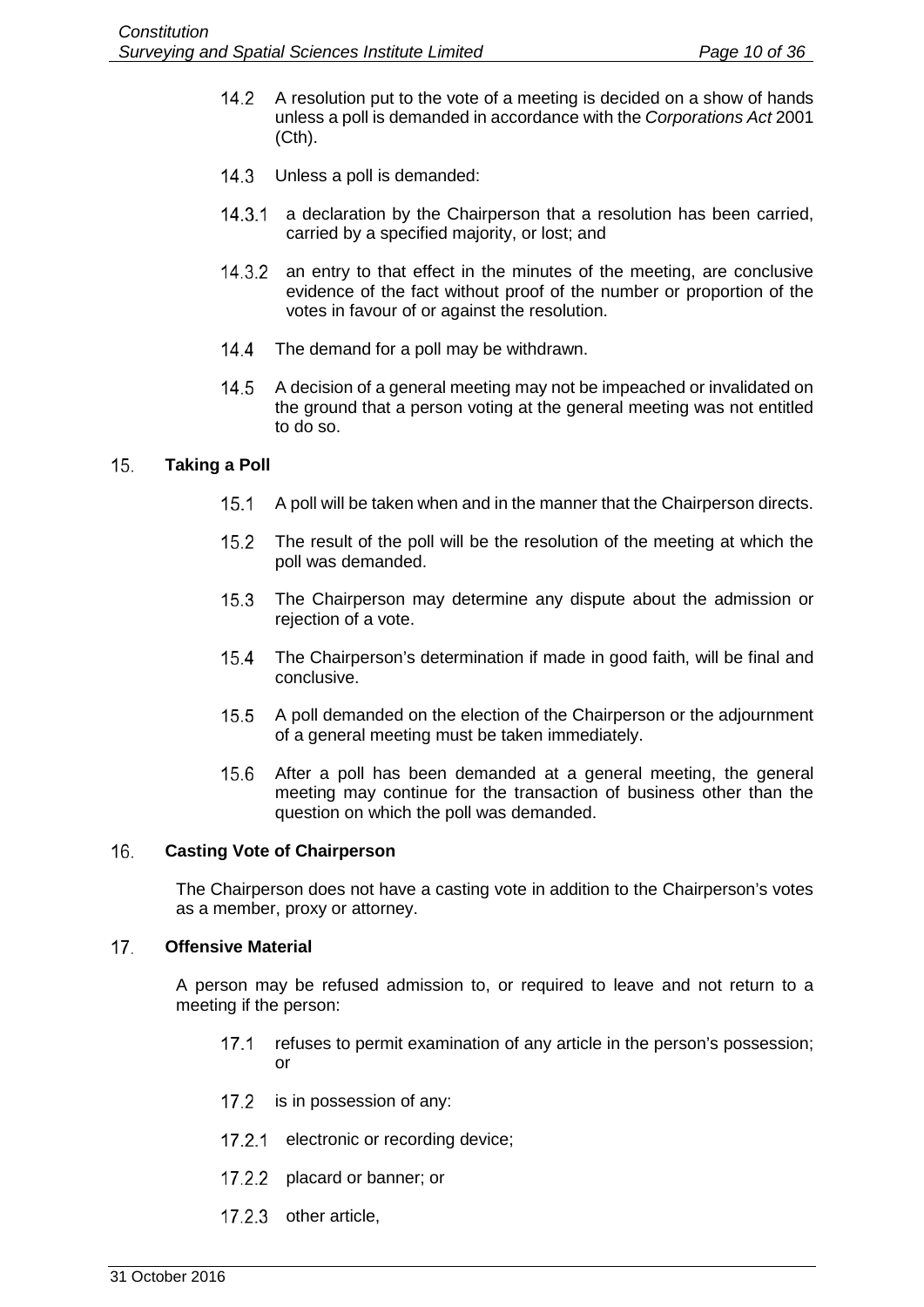14.2 A resolution put to the vote of a meeting is decided on a show of hands unless a poll is demanded in accordance with the *Corporations Act* 2001 (Cth).

14.3 Unless a poll is demanded:

14.3.1 a declaration by the Chairperson that a resolution has been carried, carried by a specified majority, or lost; and

14.3.2 an entry to that effect in the minutes of the meeting, are conclusive evidence of the fact without proof of the number or proportion of the votes in favour of or against the resolution.

14.4 The demand for a poll may be withdrawn.

14.5 A decision of a general meeting may not be impeached or invalidated on the ground that a person voting at the general meeting was not entitled to do so.

## 15. Taking a Poll

15.1 A poll will be taken when and in the manner that the Chairperson directs.

15.2 The result of the poll will be the resolution of the meeting at which the poll was demanded.

15.3 The Chairperson may determine any dispute about the admission or rejection of a vote.

15.4 The Chairperson's determination if made in good faith, will be final and conclusive.

15.5 A poll demanded on the election of the Chairperson or the adjournment of a general meeting must be taken immediately.

15.6 After a poll has been demanded at a general meeting, the general meeting may continue for the transaction of business other than the question on which the poll was demanded.

## 16. Casting Vote of Chairperson

The Chairperson does not have a casting vote in addition to the Chairperson's votes as a member, proxy or attorney.

## 17. Offensive Material

A person may be refused admission to, or required to leave and not return to a meeting if the person:

17.1 refuses to permit examination of any article in the person's possession; or

17.2 is in possession of any:

17.2.1 electronic or recording device;

17.2.2 placard or banner; or

17.2.3 other article,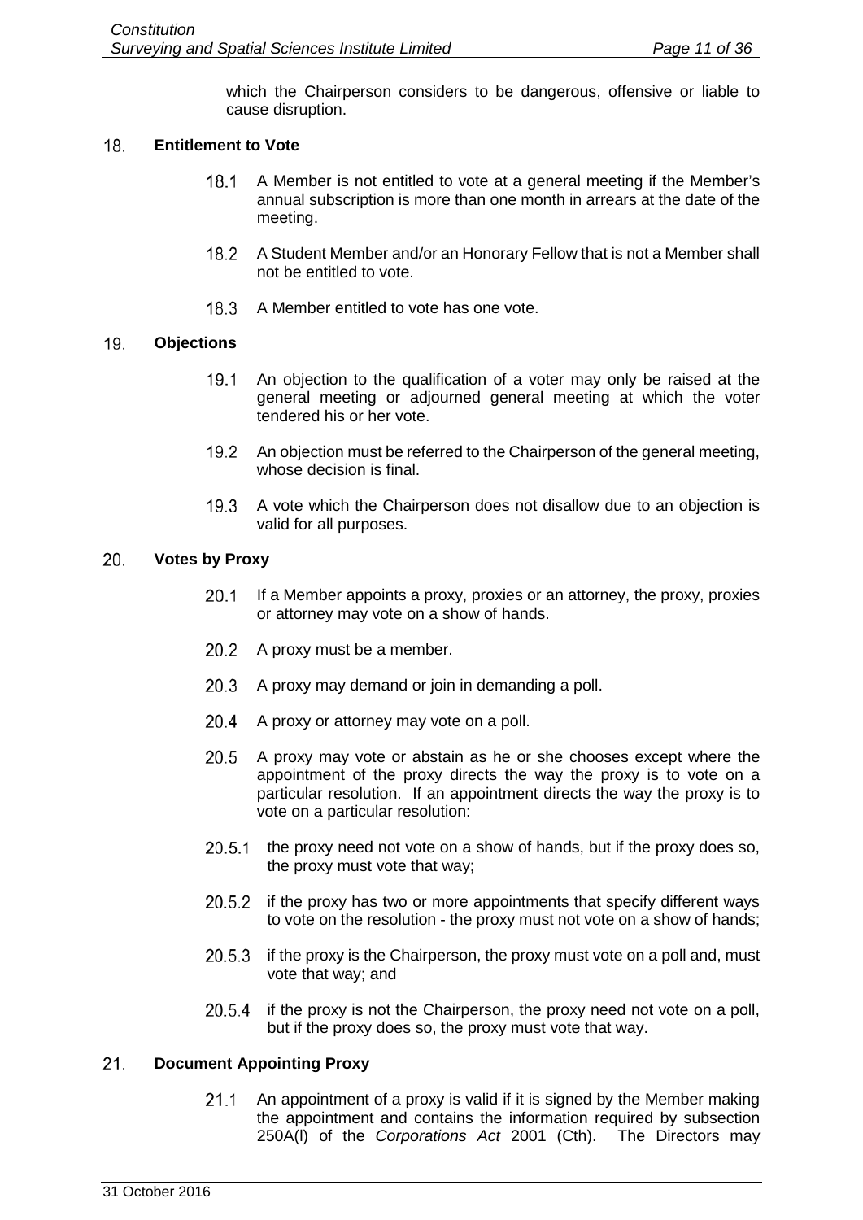which the Chairperson considers to be dangerous, offensive or liable to cause disruption.

## 18. Entitlement to Vote

18.1 A Member is not entitled to vote at a general meeting if the Member's annual subscription is more than one month in arrears at the date of the meeting.

18.2 A Student Member and/or an Honorary Fellow that is not a Member shall not be entitled to vote.

18.3 A Member entitled to vote has one vote.

## 19. Objections

19.1 An objection to the qualification of a voter may only be raised at the general meeting or adjourned general meeting at which the voter tendered his or her vote.

19.2 An objection must be referred to the Chairperson of the general meeting, whose decision is final.

19.3 A vote which the Chairperson does not disallow due to an objection is valid for all purposes.

## 20. Votes by Proxy

20.1 If a Member appoints a proxy, proxies or an attorney, the proxy, proxies or attorney may vote on a show of hands.

20.2 A proxy must be a member.

20.3 A proxy may demand or join in demanding a poll.

20.4 A proxy or attorney may vote on a poll.

20.5 A proxy may vote or abstain as he or she chooses except where the appointment of the proxy directs the way the proxy is to vote on a particular resolution. If an appointment directs the way the proxy is to vote on a particular resolution:

20.5.1 the proxy need not vote on a show of hands, but if the proxy does so, the proxy must vote that way;

20.5.2 if the proxy has two or more appointments that specify different ways to vote on the resolution - the proxy must not vote on a show of hands;

20.5.3 if the proxy is the Chairperson, the proxy must vote on a poll and, must vote that way; and

20.5.4 if the proxy is not the Chairperson, the proxy need not vote on a poll, but if the proxy does so, the proxy must vote that way.

## 21. Document Appointing Proxy

21.1 An appointment of a proxy is valid if it is signed by the Member making the appointment and contains the information required by subsection 250A(l) of the *Corporations Act* 2001 (Cth). The Directors may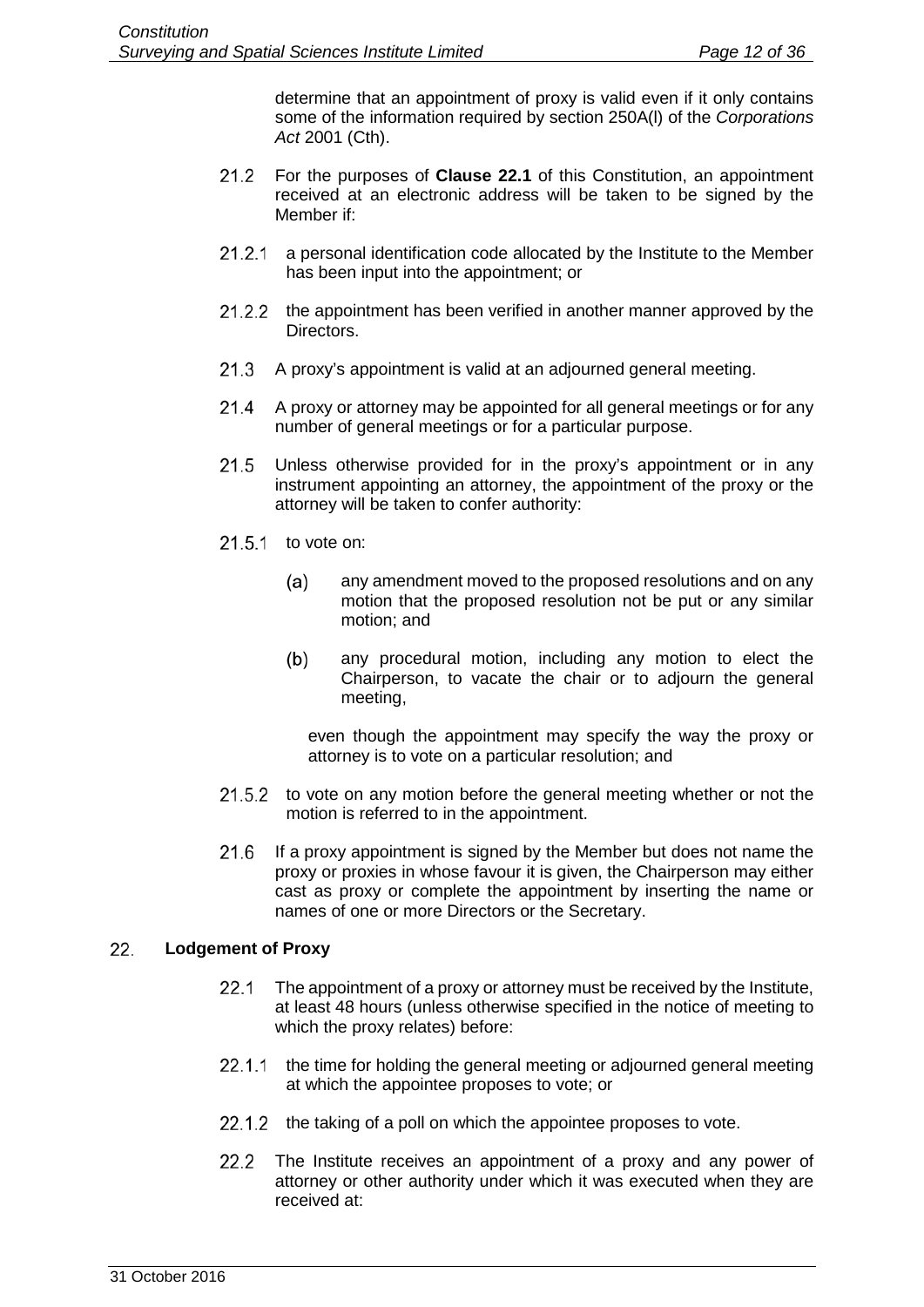determine that an appointment of proxy is valid even if it only contains some of the information required by section 250A(l) of the *Corporations Act* 2001 (Cth).

21.2 For the purposes of **Clause 22.1** of this Constitution, an appointment received at an electronic address will be taken to be signed by the Member if:

21.2.1 a personal identification code allocated by the Institute to the Member has been input into the appointment; or

21.2.2 the appointment has been verified in another manner approved by the Directors.

21.3 A proxy's appointment is valid at an adjourned general meeting.

21.4 A proxy or attorney may be appointed for all general meetings or for any number of general meetings or for a particular purpose.

21.5 Unless otherwise provided for in the proxy's appointment or in any instrument appointing an attorney, the appointment of the proxy or the attorney will be taken to confer authority:

21.5.1 to vote on:

(a) any amendment moved to the proposed resolutions and on any motion that the proposed resolution not be put or any similar motion; and

(b) any procedural motion, including any motion to elect the Chairperson, to vacate the chair or to adjourn the general meeting,

even though the appointment may specify the way the proxy or attorney is to vote on a particular resolution; and

21.5.2 to vote on any motion before the general meeting whether or not the motion is referred to in the appointment.

21.6 If a proxy appointment is signed by the Member but does not name the proxy or proxies in whose favour it is given, the Chairperson may either cast as proxy or complete the appointment by inserting the name or names of one or more Directors or the Secretary.

## 22. Lodgement of Proxy

22.1 The appointment of a proxy or attorney must be received by the Institute, at least 48 hours (unless otherwise specified in the notice of meeting to which the proxy relates) before:

22.1.1 the time for holding the general meeting or adjourned general meeting at which the appointee proposes to vote; or

22.1.2 the taking of a poll on which the appointee proposes to vote.

22.2 The Institute receives an appointment of a proxy and any power of attorney or other authority under which it was executed when they are received at: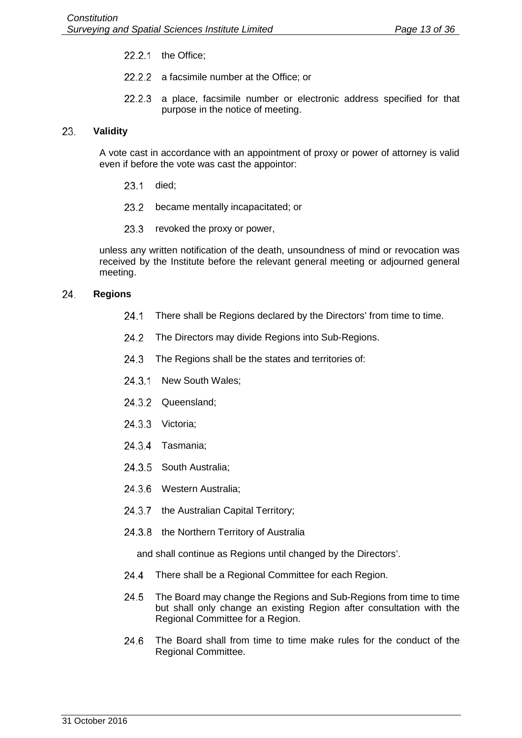22.2.1 the Office;

22.2.2 a facsimile number at the Office; or

22.2.3 a place, facsimile number or electronic address specified for that purpose in the notice of meeting.

## 23. Validity

A vote cast in accordance with an appointment of proxy or power of attorney is valid even if before the vote was cast the appointor:

23.1 died;

23.2 became mentally incapacitated; or

23.3 revoked the proxy or power,

unless any written notification of the death, unsoundness of mind or revocation was received by the Institute before the relevant general meeting or adjourned general meeting.

## 24. Regions

24.1 There shall be Regions declared by the Directors' from time to time.

24.2 The Directors may divide Regions into Sub-Regions.

24.3 The Regions shall be the states and territories of:

24.3.1 New South Wales;

24.3.2 Queensland;

24.3.3 Victoria;

24.3.4 Tasmania;

24.3.5 South Australia;

24.3.6 Western Australia;

24.3.7 the Australian Capital Territory;

24.3.8 the Northern Territory of Australia

and shall continue as Regions until changed by the Directors'.

24.4 There shall be a Regional Committee for each Region.

24.5 The Board may change the Regions and Sub-Regions from time to time but shall only change an existing Region after consultation with the Regional Committee for a Region.

24.6 The Board shall from time to time make rules for the conduct of the Regional Committee.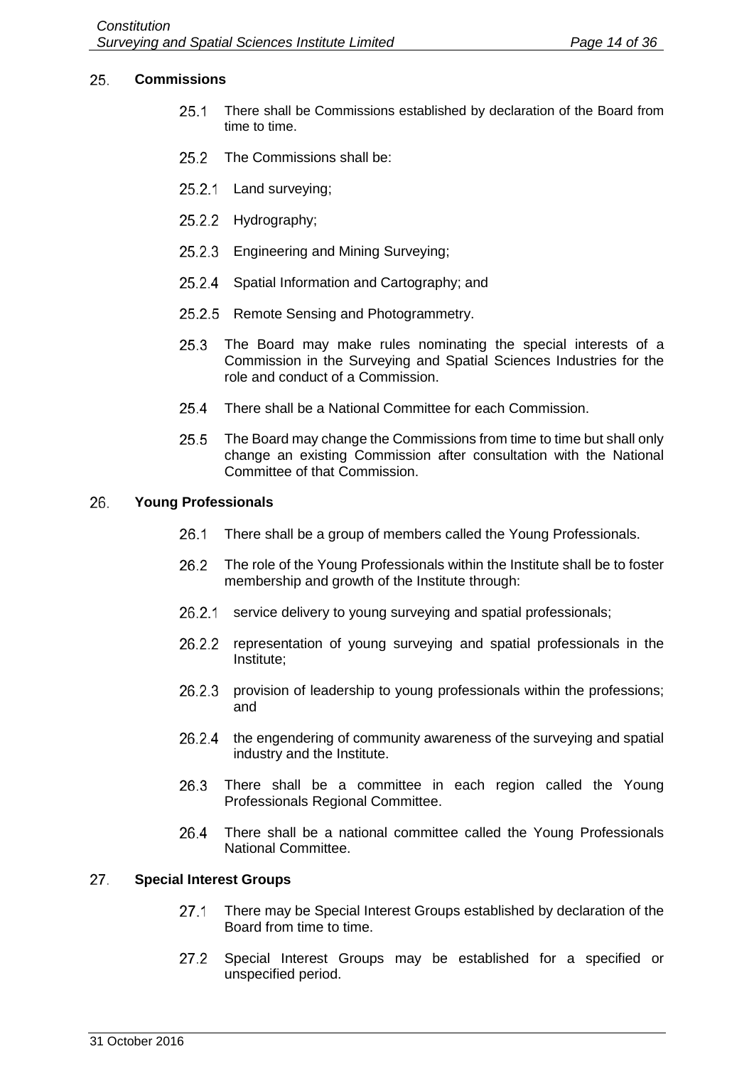## 25. Commissions

25.1 There shall be Commissions established by declaration of the Board from time to time.

25.2 The Commissions shall be:

25.2.1 Land surveying;

25.2.2 Hydrography;

25.2.3 Engineering and Mining Surveying;

25.2.4 Spatial Information and Cartography; and

25.2.5 Remote Sensing and Photogrammetry.

25.3 The Board may make rules nominating the special interests of a Commission in the Surveying and Spatial Sciences Industries for the role and conduct of a Commission.

25.4 There shall be a National Committee for each Commission.

25.5 The Board may change the Commissions from time to time but shall only change an existing Commission after consultation with the National Committee of that Commission.

## 26. Young Professionals

26.1 There shall be a group of members called the Young Professionals.

26.2 The role of the Young Professionals within the Institute shall be to foster membership and growth of the Institute through:

26.2.1 service delivery to young surveying and spatial professionals;

26.2.2 representation of young surveying and spatial professionals in the Institute;

26.2.3 provision of leadership to young professionals within the professions; and

26.2.4 the engendering of community awareness of the surveying and spatial industry and the Institute.

26.3 There shall be a committee in each region called the Young Professionals Regional Committee.

26.4 There shall be a national committee called the Young Professionals National Committee.

## 27. Special Interest Groups

27.1 There may be Special Interest Groups established by declaration of the Board from time to time.

27.2 Special Interest Groups may be established for a specified or unspecified period.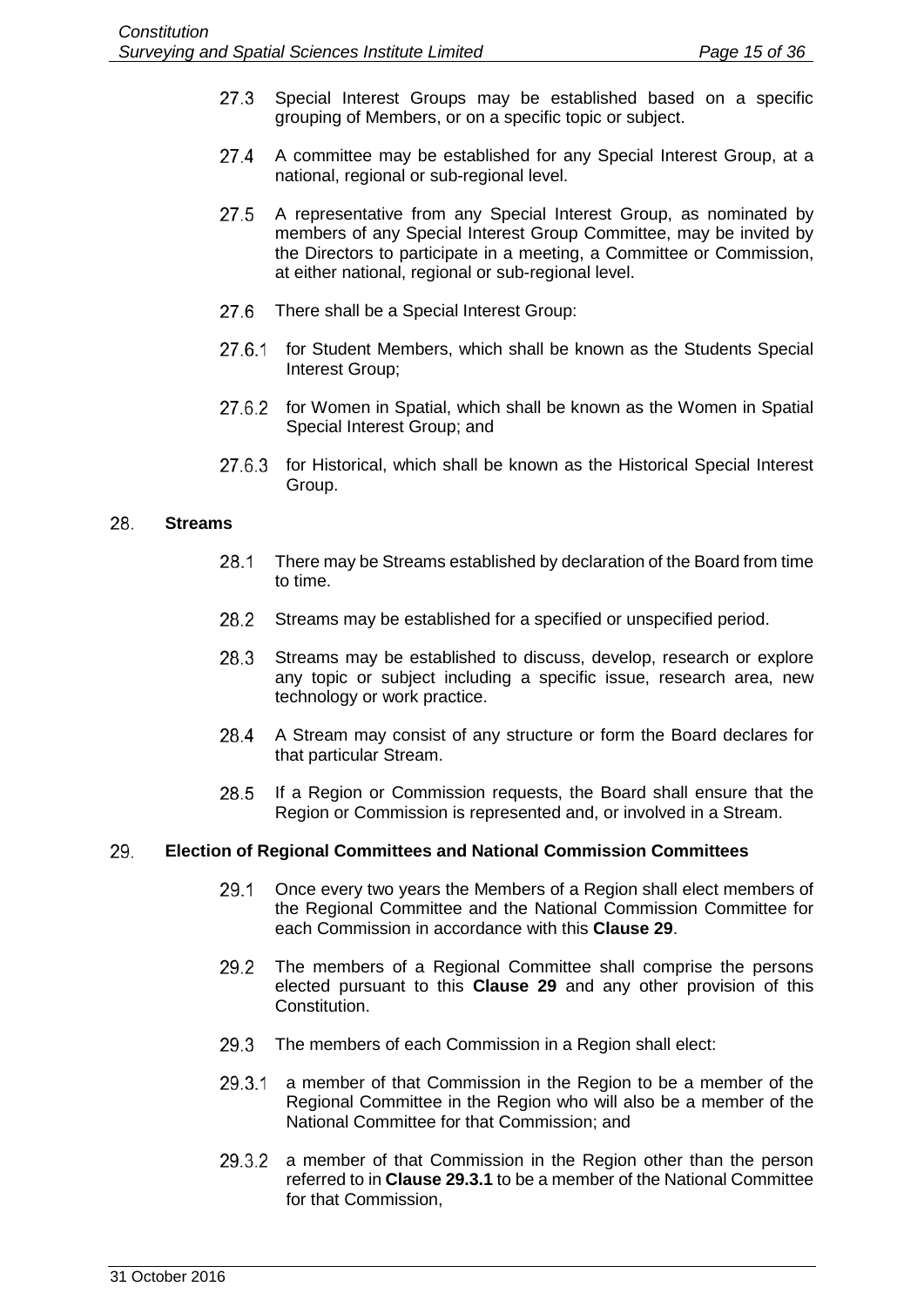27.3 Special Interest Groups may be established based on a specific grouping of Members, or on a specific topic or subject.

27.4 A committee may be established for any Special Interest Group, at a national, regional or sub-regional level.

27.5 A representative from any Special Interest Group, as nominated by members of any Special Interest Group Committee, may be invited by the Directors to participate in a meeting, a Committee or Commission, at either national, regional or sub-regional level.

27.6 There shall be a Special Interest Group:

27.6.1 for Student Members, which shall be known as the Students Special Interest Group;

27.6.2 for Women in Spatial, which shall be known as the Women in Spatial Special Interest Group; and

27.6.3 for Historical, which shall be known as the Historical Special Interest Group.

## 28. Streams

28.1 There may be Streams established by declaration of the Board from time to time.

28.2 Streams may be established for a specified or unspecified period.

28.3 Streams may be established to discuss, develop, research or explore any topic or subject including a specific issue, research area, new technology or work practice.

28.4 A Stream may consist of any structure or form the Board declares for that particular Stream.

28.5 If a Region or Commission requests, the Board shall ensure that the Region or Commission is represented and, or involved in a Stream.

## 29. Election of Regional Committees and National Commission Committees

29.1 Once every two years the Members of a Region shall elect members of the Regional Committee and the National Commission Committee for each Commission in accordance with this **Clause 29**.

29.2 The members of a Regional Committee shall comprise the persons elected pursuant to this **Clause 29** and any other provision of this Constitution.

29.3 The members of each Commission in a Region shall elect:

29.3.1 a member of that Commission in the Region to be a member of the Regional Committee in the Region who will also be a member of the National Committee for that Commission; and

29.3.2 a member of that Commission in the Region other than the person referred to in **Clause 29.3.1** to be a member of the National Committee for that Commission,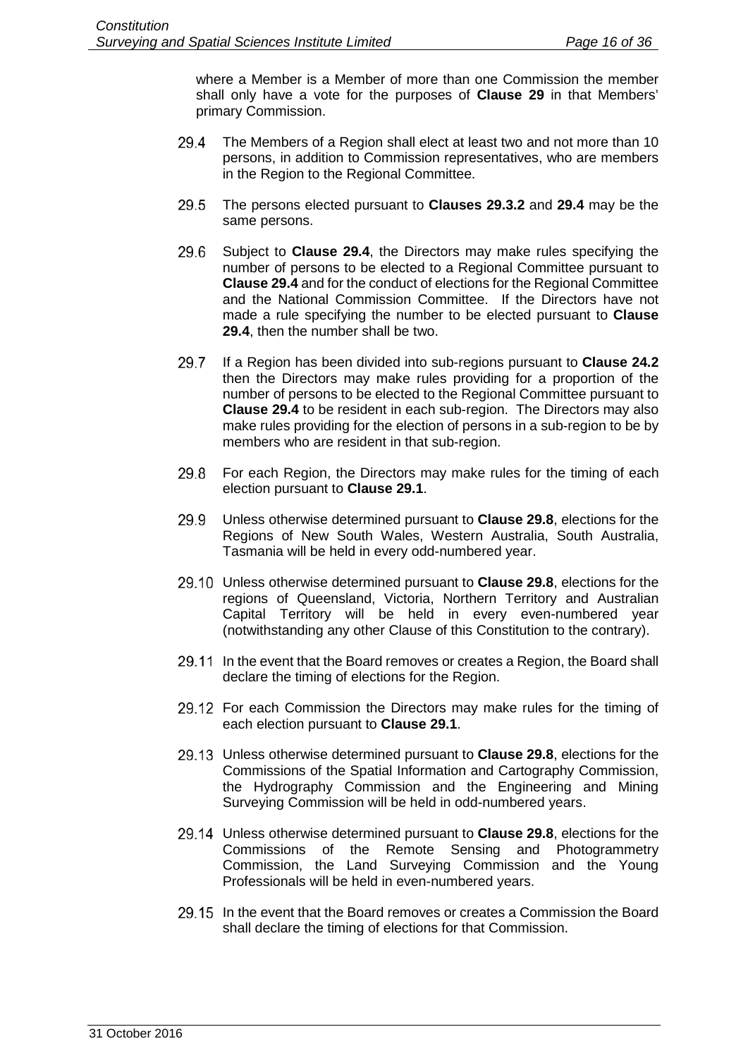where a Member is a Member of more than one Commission the member shall only have a vote for the purposes of **Clause 29** in that Members' primary Commission.

29.4 The Members of a Region shall elect at least two and not more than 10 persons, in addition to Commission representatives, who are members in the Region to the Regional Committee.

29.5 The persons elected pursuant to **Clauses 29.3.2** and **29.4** may be the same persons.

29.6 Subject to **Clause 29.4**, the Directors may make rules specifying the number of persons to be elected to a Regional Committee pursuant to **Clause 29.4** and for the conduct of elections for the Regional Committee and the National Commission Committee. If the Directors have not made a rule specifying the number to be elected pursuant to **Clause 29.4**, then the number shall be two.

29.7 If a Region has been divided into sub-regions pursuant to **Clause 24.2** then the Directors may make rules providing for a proportion of the number of persons to be elected to the Regional Committee pursuant to **Clause 29.4** to be resident in each sub-region. The Directors may also make rules providing for the election of persons in a sub-region to be by members who are resident in that sub-region.

29.8 For each Region, the Directors may make rules for the timing of each election pursuant to **Clause 29.1**.

29.9 Unless otherwise determined pursuant to **Clause 29.8**, elections for the Regions of New South Wales, Western Australia, South Australia, Tasmania will be held in every odd-numbered year.

29.10 Unless otherwise determined pursuant to **Clause 29.8**, elections for the regions of Queensland, Victoria, Northern Territory and Australian Capital Territory will be held in every even-numbered year (notwithstanding any other Clause of this Constitution to the contrary).

29.11 In the event that the Board removes or creates a Region, the Board shall declare the timing of elections for the Region.

29.12 For each Commission the Directors may make rules for the timing of each election pursuant to **Clause 29.1**.

29.13 Unless otherwise determined pursuant to **Clause 29.8**, elections for the Commissions of the Spatial Information and Cartography Commission, the Hydrography Commission and the Engineering and Mining Surveying Commission will be held in odd-numbered years.

29.14 Unless otherwise determined pursuant to **Clause 29.8**, elections for the Commissions of the Remote Sensing and Photogrammetry Commission, the Land Surveying Commission and the Young Professionals will be held in even-numbered years.

29.15 In the event that the Board removes or creates a Commission the Board shall declare the timing of elections for that Commission.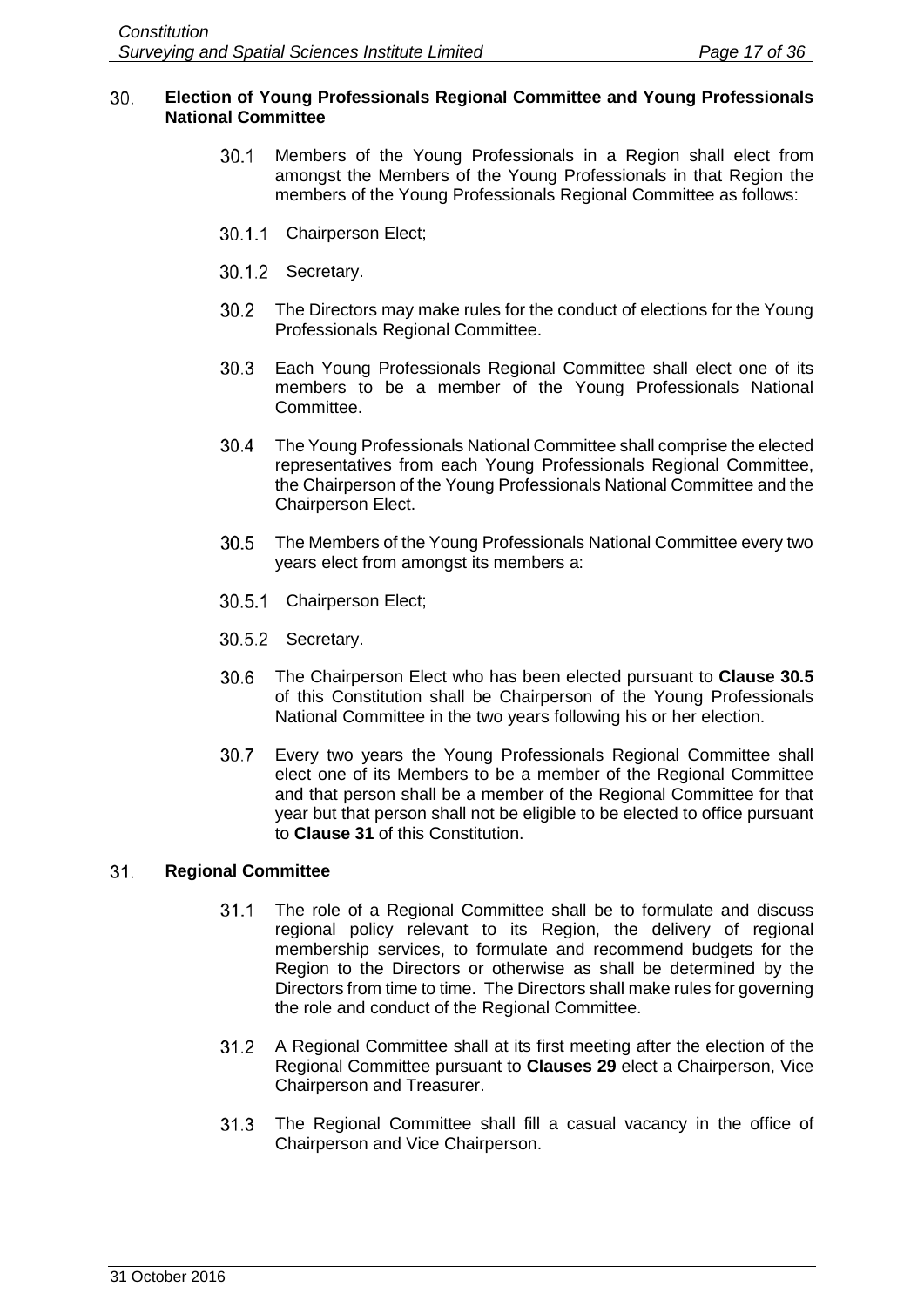## 30. Election of Young Professionals Regional Committee and Young Professionals National Committee

30.1 Members of the Young Professionals in a Region shall elect from amongst the Members of the Young Professionals in that Region the members of the Young Professionals Regional Committee as follows:

30.1.1 Chairperson Elect;

30.1.2 Secretary.

30.2 The Directors may make rules for the conduct of elections for the Young Professionals Regional Committee.

30.3 Each Young Professionals Regional Committee shall elect one of its members to be a member of the Young Professionals National Committee.

30.4 The Young Professionals National Committee shall comprise the elected representatives from each Young Professionals Regional Committee, the Chairperson of the Young Professionals National Committee and the Chairperson Elect.

30.5 The Members of the Young Professionals National Committee every two years elect from amongst its members a:

30.5.1 Chairperson Elect;

30.5.2 Secretary.

30.6 The Chairperson Elect who has been elected pursuant to **Clause 30.5** of this Constitution shall be Chairperson of the Young Professionals National Committee in the two years following his or her election.

30.7 Every two years the Young Professionals Regional Committee shall elect one of its Members to be a member of the Regional Committee and that person shall be a member of the Regional Committee for that year but that person shall not be eligible to be elected to office pursuant to **Clause 31** of this Constitution.

## 31. Regional Committee

31.1 The role of a Regional Committee shall be to formulate and discuss regional policy relevant to its Region, the delivery of regional membership services, to formulate and recommend budgets for the Region to the Directors or otherwise as shall be determined by the Directors from time to time. The Directors shall make rules for governing the role and conduct of the Regional Committee.

31.2 A Regional Committee shall at its first meeting after the election of the Regional Committee pursuant to **Clauses 29** elect a Chairperson, Vice Chairperson and Treasurer.

31.3 The Regional Committee shall fill a casual vacancy in the office of Chairperson and Vice Chairperson.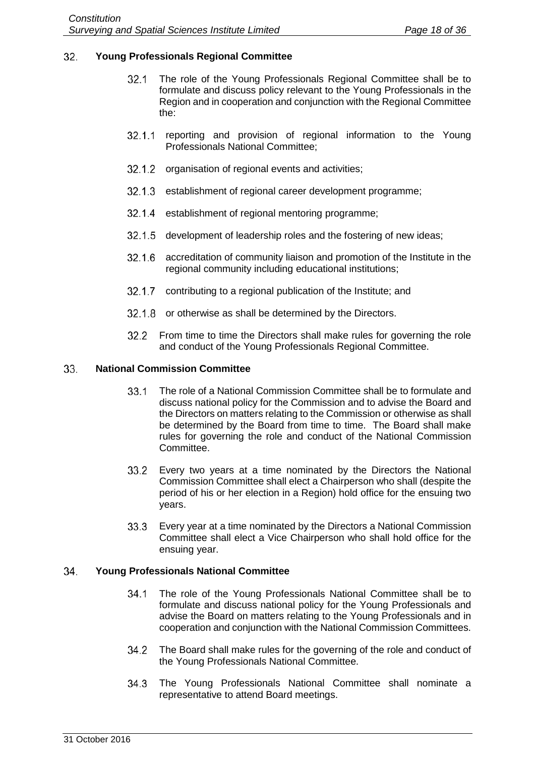## 32. Young Professionals Regional Committee

32.1 The role of the Young Professionals Regional Committee shall be to formulate and discuss policy relevant to the Young Professionals in the Region and in cooperation and conjunction with the Regional Committee the:

32.1.1 reporting and provision of regional information to the Young Professionals National Committee;

32.1.2 organisation of regional events and activities;

32.1.3 establishment of regional career development programme;

32.1.4 establishment of regional mentoring programme;

32.1.5 development of leadership roles and the fostering of new ideas;

32.1.6 accreditation of community liaison and promotion of the Institute in the regional community including educational institutions;

32.1.7 contributing to a regional publication of the Institute; and

32.1.8 or otherwise as shall be determined by the Directors.

32.2 From time to time the Directors shall make rules for governing the role and conduct of the Young Professionals Regional Committee.

## 33. National Commission Committee

33.1 The role of a National Commission Committee shall be to formulate and discuss national policy for the Commission and to advise the Board and the Directors on matters relating to the Commission or otherwise as shall be determined by the Board from time to time. The Board shall make rules for governing the role and conduct of the National Commission Committee.

33.2 Every two years at a time nominated by the Directors the National Commission Committee shall elect a Chairperson who shall (despite the period of his or her election in a Region) hold office for the ensuing two years.

33.3 Every year at a time nominated by the Directors a National Commission Committee shall elect a Vice Chairperson who shall hold office for the ensuing year.

## 34. Young Professionals National Committee

34.1 The role of the Young Professionals National Committee shall be to formulate and discuss national policy for the Young Professionals and advise the Board on matters relating to the Young Professionals and in cooperation and conjunction with the National Commission Committees.

34.2 The Board shall make rules for the governing of the role and conduct of the Young Professionals National Committee.

34.3 The Young Professionals National Committee shall nominate a representative to attend Board meetings.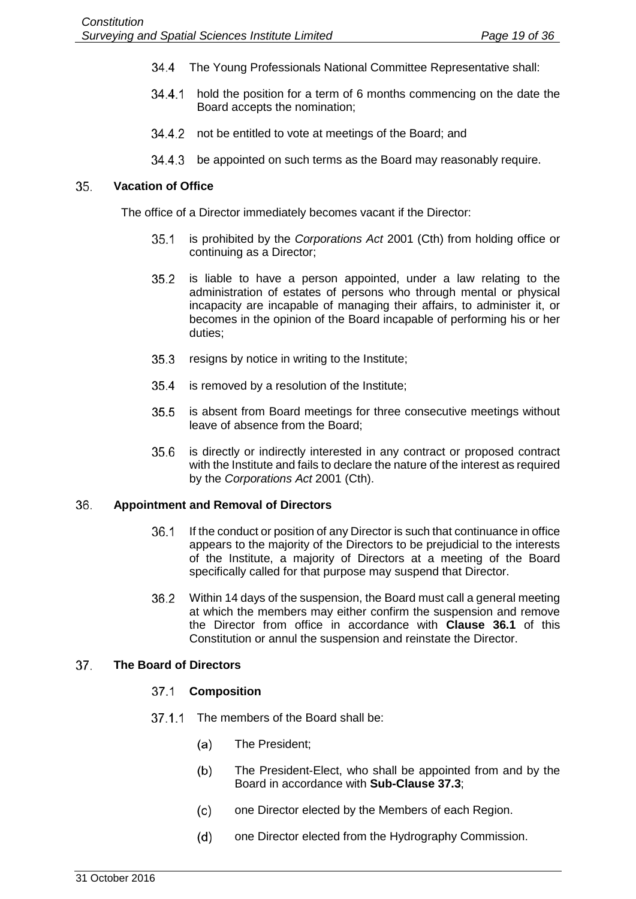34.4 The Young Professionals National Committee Representative shall:

34.4.1 hold the position for a term of 6 months commencing on the date the Board accepts the nomination;

34.4.2 not be entitled to vote at meetings of the Board; and

34.4.3 be appointed on such terms as the Board may reasonably require.

## 35. Vacation of Office

The office of a Director immediately becomes vacant if the Director:

35.1 is prohibited by the *Corporations Act* 2001 (Cth) from holding office or continuing as a Director;

35.2 is liable to have a person appointed, under a law relating to the administration of estates of persons who through mental or physical incapacity are incapable of managing their affairs, to administer it, or becomes in the opinion of the Board incapable of performing his or her duties;

35.3 resigns by notice in writing to the Institute;

35.4 is removed by a resolution of the Institute;

35.5 is absent from Board meetings for three consecutive meetings without leave of absence from the Board;

35.6 is directly or indirectly interested in any contract or proposed contract with the Institute and fails to declare the nature of the interest as required by the *Corporations Act* 2001 (Cth).

## 36. Appointment and Removal of Directors

36.1 If the conduct or position of any Director is such that continuance in office appears to the majority of the Directors to be prejudicial to the interests of the Institute, a majority of Directors at a meeting of the Board specifically called for that purpose may suspend that Director.

36.2 Within 14 days of the suspension, the Board must call a general meeting at which the members may either confirm the suspension and remove the Director from office in accordance with **Clause 36.1** of this Constitution or annul the suspension and reinstate the Director.

## 37. The Board of Directors

### 37.1 Composition

37.1.1 The members of the Board shall be:

(a) The President;

(b) The President-Elect, who shall be appointed from and by the Board in accordance with **Sub-Clause 37.3**;

(c) one Director elected by the Members of each Region.

(d) one Director elected from the Hydrography Commission.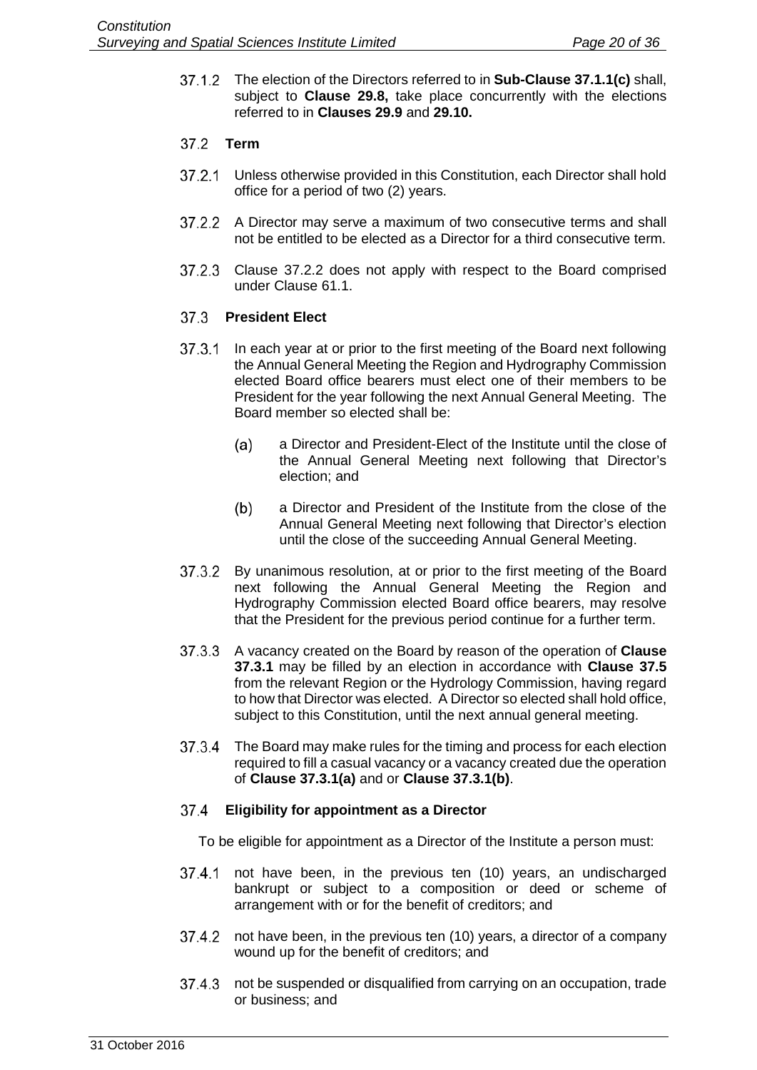37.1.2 The election of the Directors referred to in **Sub-Clause 37.1.1(c)** shall, subject to **Clause 29.8,** take place concurrently with the elections referred to in **Clauses 29.9** and **29.10.**

### 37.2 Term

37.2.1 Unless otherwise provided in this Constitution, each Director shall hold office for a period of two (2) years.

37.2.2 A Director may serve a maximum of two consecutive terms and shall not be entitled to be elected as a Director for a third consecutive term.

37.2.3 Clause 37.2.2 does not apply with respect to the Board comprised under Clause 61.1.

### 37.3 President Elect

37.3.1 In each year at or prior to the first meeting of the Board next following the Annual General Meeting the Region and Hydrography Commission elected Board office bearers must elect one of their members to be President for the year following the next Annual General Meeting. The Board member so elected shall be:

(a) a Director and President-Elect of the Institute until the close of the Annual General Meeting next following that Director's election; and

(b) a Director and President of the Institute from the close of the Annual General Meeting next following that Director's election until the close of the succeeding Annual General Meeting.

37.3.2 By unanimous resolution, at or prior to the first meeting of the Board next following the Annual General Meeting the Region and Hydrography Commission elected Board office bearers, may resolve that the President for the previous period continue for a further term.

37.3.3 A vacancy created on the Board by reason of the operation of **Clause 37.3.1** may be filled by an election in accordance with **Clause 37.5** from the relevant Region or the Hydrology Commission, having regard to how that Director was elected. A Director so elected shall hold office, subject to this Constitution, until the next annual general meeting.

37.3.4 The Board may make rules for the timing and process for each election required to fill a casual vacancy or a vacancy created due the operation of **Clause 37.3.1(a)** and or **Clause 37.3.1(b)**.

### 37.4 Eligibility for appointment as a Director

To be eligible for appointment as a Director of the Institute a person must:

37.4.1 not have been, in the previous ten (10) years, an undischarged bankrupt or subject to a composition or deed or scheme of arrangement with or for the benefit of creditors; and

37.4.2 not have been, in the previous ten (10) years, a director of a company wound up for the benefit of creditors; and

37.4.3 not be suspended or disqualified from carrying on an occupation, trade or business; and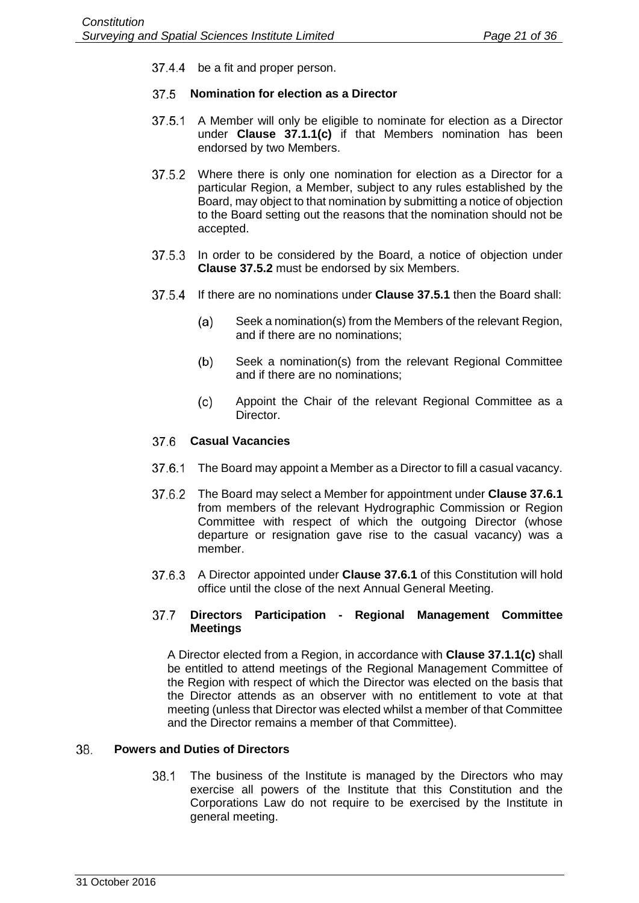37.4.4 be a fit and proper person.

### 37.5 Nomination for election as a Director

37.5.1 A Member will only be eligible to nominate for election as a Director under **Clause 37.1.1(c)** if that Members nomination has been endorsed by two Members.

37.5.2 Where there is only one nomination for election as a Director for a particular Region, a Member, subject to any rules established by the Board, may object to that nomination by submitting a notice of objection to the Board setting out the reasons that the nomination should not be accepted.

37.5.3 In order to be considered by the Board, a notice of objection under **Clause 37.5.2** must be endorsed by six Members.

37.5.4 If there are no nominations under **Clause 37.5.1** then the Board shall:

(a) Seek a nomination(s) from the Members of the relevant Region, and if there are no nominations;

(b) Seek a nomination(s) from the relevant Regional Committee and if there are no nominations;

(c) Appoint the Chair of the relevant Regional Committee as a Director.

### 37.6 Casual Vacancies

37.6.1 The Board may appoint a Member as a Director to fill a casual vacancy.

37.6.2 The Board may select a Member for appointment under **Clause 37.6.1** from members of the relevant Hydrographic Commission or Region Committee with respect of which the outgoing Director (whose departure or resignation gave rise to the casual vacancy) was a member.

37.6.3 A Director appointed under **Clause 37.6.1** of this Constitution will hold office until the close of the next Annual General Meeting.

### 37.7 Directors Participation - Regional Management Committee Meetings

A Director elected from a Region, in accordance with **Clause 37.1.1(c)** shall be entitled to attend meetings of the Regional Management Committee of the Region with respect of which the Director was elected on the basis that the Director attends as an observer with no entitlement to vote at that meeting (unless that Director was elected whilst a member of that Committee and the Director remains a member of that Committee).

## 38. Powers and Duties of Directors

38.1 The business of the Institute is managed by the Directors who may exercise all powers of the Institute that this Constitution and the Corporations Law do not require to be exercised by the Institute in general meeting.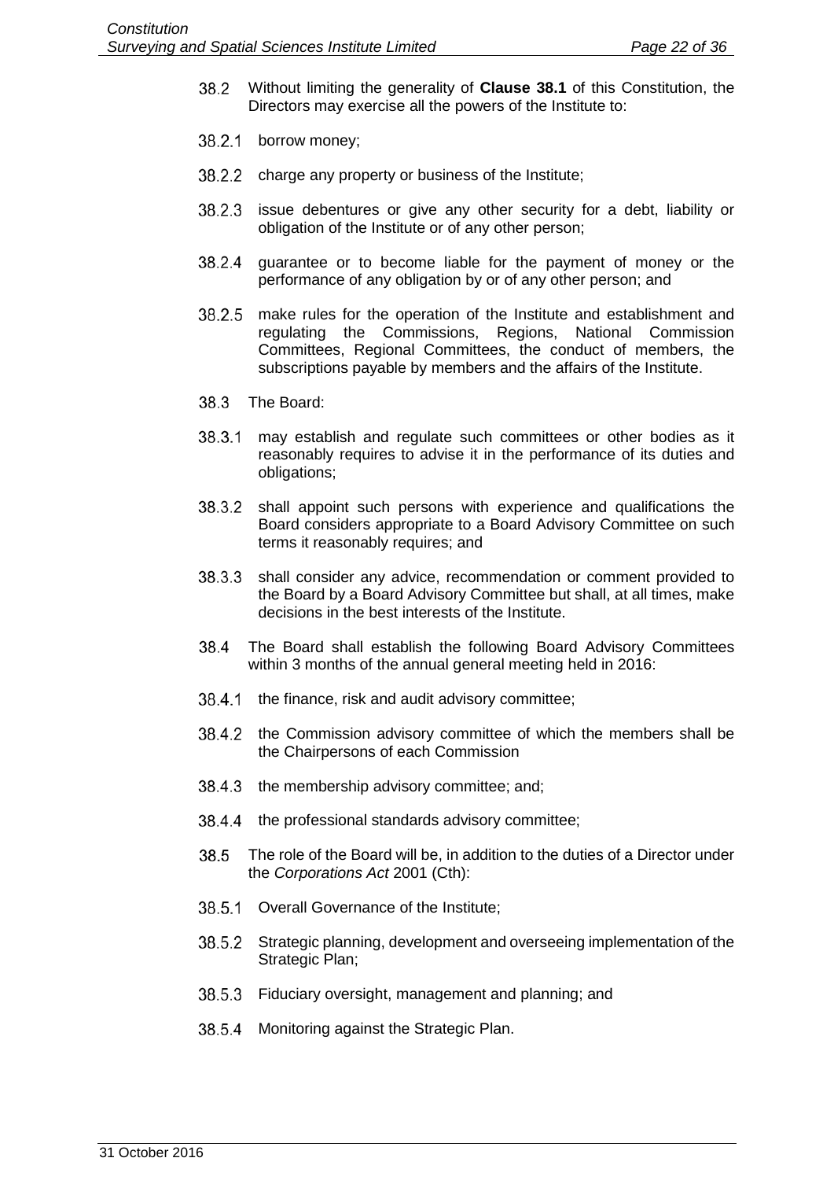38.2 Without limiting the generality of **Clause 38.1** of this Constitution, the Directors may exercise all the powers of the Institute to:

38.2.1 borrow money;

38.2.2 charge any property or business of the Institute;

38.2.3 issue debentures or give any other security for a debt, liability or obligation of the Institute or of any other person;

38.2.4 guarantee or to become liable for the payment of money or the performance of any obligation by or of any other person; and

38.2.5 make rules for the operation of the Institute and establishment and regulating the Commissions, Regions, National Commission Committees, Regional Committees, the conduct of members, the subscriptions payable by members and the affairs of the Institute.

38.3 The Board:

38.3.1 may establish and regulate such committees or other bodies as it reasonably requires to advise it in the performance of its duties and obligations;

38.3.2 shall appoint such persons with experience and qualifications the Board considers appropriate to a Board Advisory Committee on such terms it reasonably requires; and

38.3.3 shall consider any advice, recommendation or comment provided to the Board by a Board Advisory Committee but shall, at all times, make decisions in the best interests of the Institute.

38.4 The Board shall establish the following Board Advisory Committees within 3 months of the annual general meeting held in 2016:

38.4.1 the finance, risk and audit advisory committee;

38.4.2 the Commission advisory committee of which the members shall be the Chairpersons of each Commission

38.4.3 the membership advisory committee; and;

38.4.4 the professional standards advisory committee;

38.5 The role of the Board will be, in addition to the duties of a Director under the *Corporations Act* 2001 (Cth):

38.5.1 Overall Governance of the Institute;

38.5.2 Strategic planning, development and overseeing implementation of the Strategic Plan;

38.5.3 Fiduciary oversight, management and planning; and

38.5.4 Monitoring against the Strategic Plan.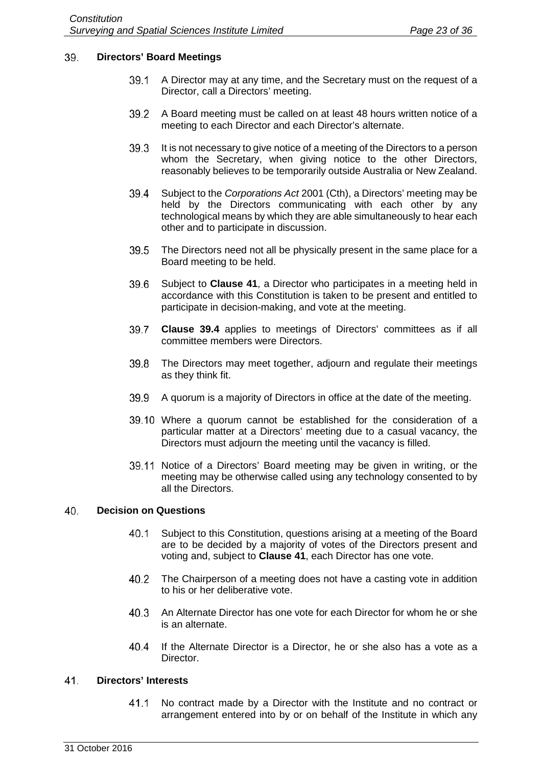## 39. Directors' Board Meetings

39.1 A Director may at any time, and the Secretary must on the request of a Director, call a Directors' meeting.

39.2 A Board meeting must be called on at least 48 hours written notice of a meeting to each Director and each Director's alternate.

39.3 It is not necessary to give notice of a meeting of the Directors to a person whom the Secretary, when giving notice to the other Directors, reasonably believes to be temporarily outside Australia or New Zealand.

39.4 Subject to the *Corporations Act* 2001 (Cth), a Directors' meeting may be held by the Directors communicating with each other by any technological means by which they are able simultaneously to hear each other and to participate in discussion.

39.5 The Directors need not all be physically present in the same place for a Board meeting to be held.

39.6 Subject to **Clause 41**, a Director who participates in a meeting held in accordance with this Constitution is taken to be present and entitled to participate in decision-making, and vote at the meeting.

39.7 **Clause 39.4** applies to meetings of Directors' committees as if all committee members were Directors.

39.8 The Directors may meet together, adjourn and regulate their meetings as they think fit.

39.9 A quorum is a majority of Directors in office at the date of the meeting.

39.10 Where a quorum cannot be established for the consideration of a particular matter at a Directors' meeting due to a casual vacancy, the Directors must adjourn the meeting until the vacancy is filled.

39.11 Notice of a Directors' Board meeting may be given in writing, or the meeting may be otherwise called using any technology consented to by all the Directors.

## 40. Decision on Questions

40.1 Subject to this Constitution, questions arising at a meeting of the Board are to be decided by a majority of votes of the Directors present and voting and, subject to **Clause 41**, each Director has one vote.

40.2 The Chairperson of a meeting does not have a casting vote in addition to his or her deliberative vote.

40.3 An Alternate Director has one vote for each Director for whom he or she is an alternate.

40.4 If the Alternate Director is a Director, he or she also has a vote as a Director.

## 41. Directors' Interests

41.1 No contract made by a Director with the Institute and no contract or arrangement entered into by or on behalf of the Institute in which any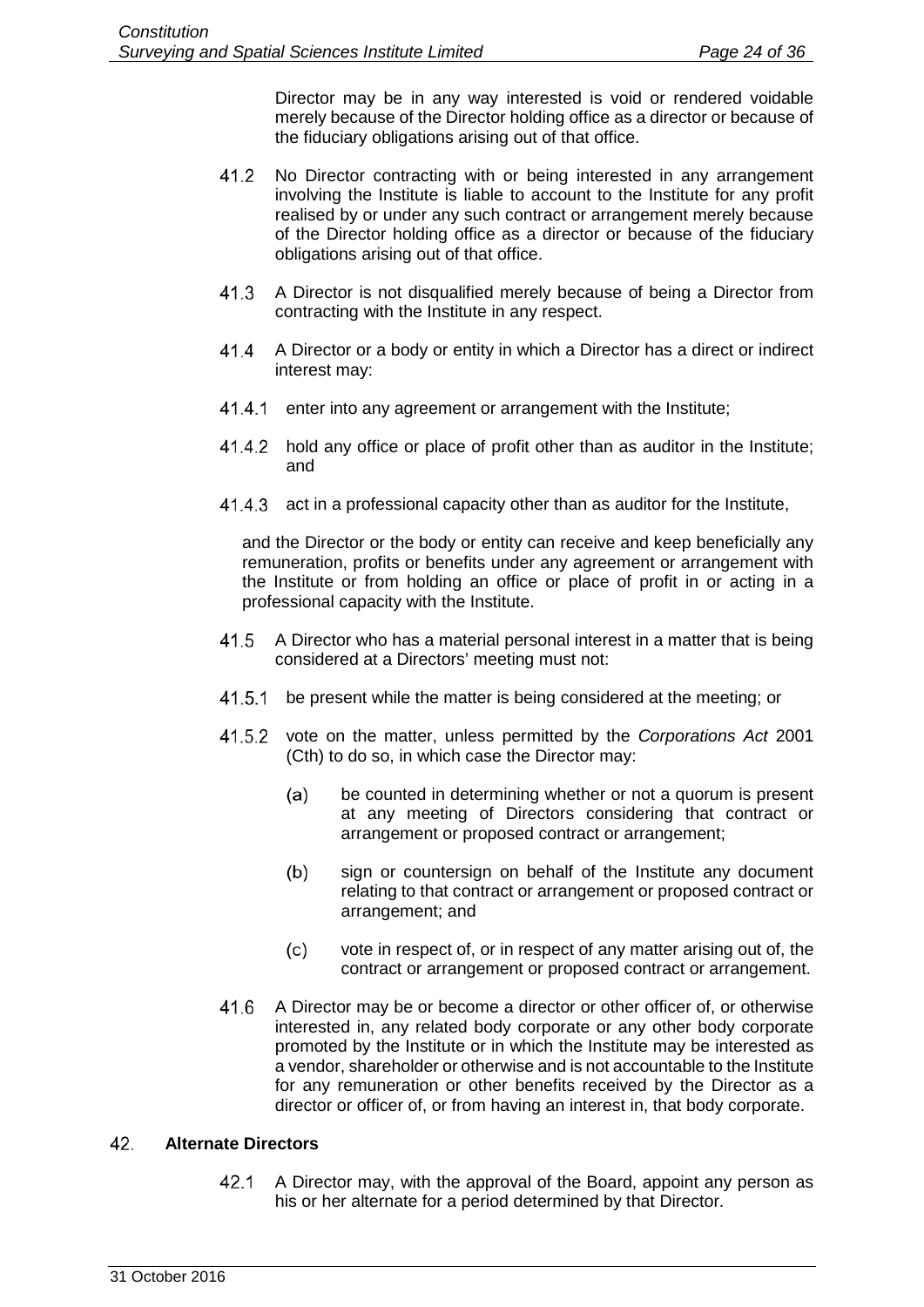Director may be in any way interested is void or rendered voidable merely because of the Director holding office as a director or because of the fiduciary obligations arising out of that office.

41.2 No Director contracting with or being interested in any arrangement involving the Institute is liable to account to the Institute for any profit realised by or under any such contract or arrangement merely because of the Director holding office as a director or because of the fiduciary obligations arising out of that office.

41.3 A Director is not disqualified merely because of being a Director from contracting with the Institute in any respect.

41.4 A Director or a body or entity in which a Director has a direct or indirect interest may:

41.4.1 enter into any agreement or arrangement with the Institute;

41.4.2 hold any office or place of profit other than as auditor in the Institute; and

41.4.3 act in a professional capacity other than as auditor for the Institute,

and the Director or the body or entity can receive and keep beneficially any remuneration, profits or benefits under any agreement or arrangement with the Institute or from holding an office or place of profit in or acting in a professional capacity with the Institute.

41.5 A Director who has a material personal interest in a matter that is being considered at a Directors' meeting must not:

41.5.1 be present while the matter is being considered at the meeting; or

41.5.2 vote on the matter, unless permitted by the *Corporations Act* 2001 (Cth) to do so, in which case the Director may:

(a) be counted in determining whether or not a quorum is present at any meeting of Directors considering that contract or arrangement or proposed contract or arrangement;

(b) sign or countersign on behalf of the Institute any document relating to that contract or arrangement or proposed contract or arrangement; and

(c) vote in respect of, or in respect of any matter arising out of, the contract or arrangement or proposed contract or arrangement.

41.6 A Director may be or become a director or other officer of, or otherwise interested in, any related body corporate or any other body corporate promoted by the Institute or in which the Institute may be interested as a vendor, shareholder or otherwise and is not accountable to the Institute for any remuneration or other benefits received by the Director as a director or officer of, or from having an interest in, that body corporate.

## 42. Alternate Directors

42.1 A Director may, with the approval of the Board, appoint any person as his or her alternate for a period determined by that Director.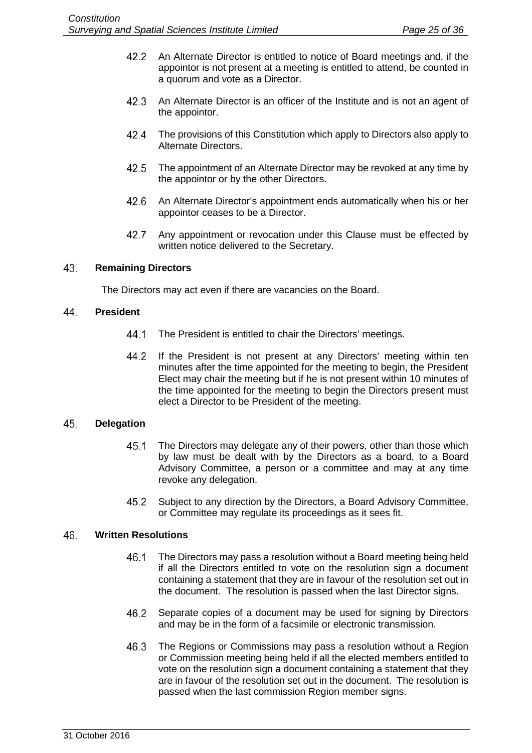42.2 An Alternate Director is entitled to notice of Board meetings and, if the appointor is not present at a meeting is entitled to attend, be counted in a quorum and vote as a Director.

42.3 An Alternate Director is an officer of the Institute and is not an agent of the appointor.

42.4 The provisions of this Constitution which apply to Directors also apply to Alternate Directors.

42.5 The appointment of an Alternate Director may be revoked at any time by the appointor or by the other Directors.

42.6 An Alternate Director's appointment ends automatically when his or her appointor ceases to be a Director.

42.7 Any appointment or revocation under this Clause must be effected by written notice delivered to the Secretary.

## 43. Remaining Directors

The Directors may act even if there are vacancies on the Board.

## 44. President

44.1 The President is entitled to chair the Directors' meetings.

44.2 If the President is not present at any Directors' meeting within ten minutes after the time appointed for the meeting to begin, the President Elect may chair the meeting but if he is not present within 10 minutes of the time appointed for the meeting to begin the Directors present must elect a Director to be President of the meeting.

## 45. Delegation

45.1 The Directors may delegate any of their powers, other than those which by law must be dealt with by the Directors as a board, to a Board Advisory Committee, a person or a committee and may at any time revoke any delegation.

45.2 Subject to any direction by the Directors, a Board Advisory Committee, or Committee may regulate its proceedings as it sees fit.

## 46. Written Resolutions

46.1 The Directors may pass a resolution without a Board meeting being held if all the Directors entitled to vote on the resolution sign a document containing a statement that they are in favour of the resolution set out in the document. The resolution is passed when the last Director signs.

46.2 Separate copies of a document may be used for signing by Directors and may be in the form of a facsimile or electronic transmission.

46.3 The Regions or Commissions may pass a resolution without a Region or Commission meeting being held if all the elected members entitled to vote on the resolution sign a document containing a statement that they are in favour of the resolution set out in the document. The resolution is passed when the last commission Region member signs.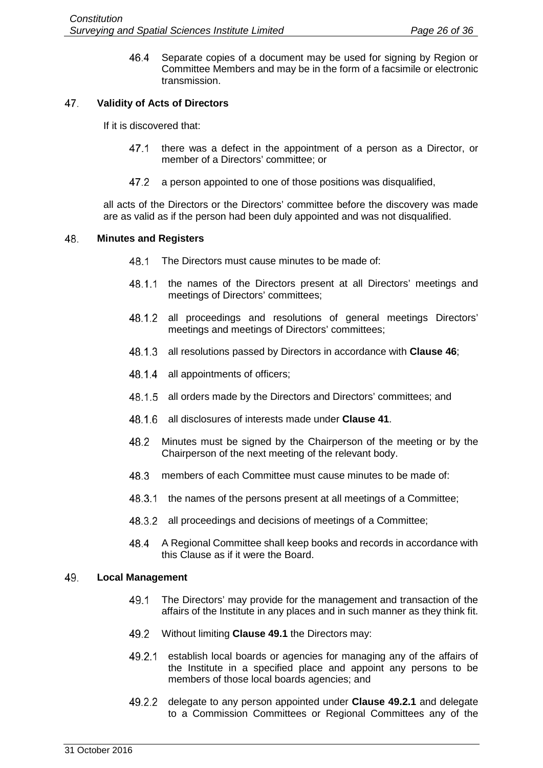46.4 Separate copies of a document may be used for signing by Region or Committee Members and may be in the form of a facsimile or electronic transmission.

## 47. Validity of Acts of Directors

If it is discovered that:

47.1 there was a defect in the appointment of a person as a Director, or member of a Directors' committee; or

47.2 a person appointed to one of those positions was disqualified,

all acts of the Directors or the Directors' committee before the discovery was made are as valid as if the person had been duly appointed and was not disqualified.

## 48. Minutes and Registers

48.1 The Directors must cause minutes to be made of:

48.1.1 the names of the Directors present at all Directors' meetings and meetings of Directors' committees;

48.1.2 all proceedings and resolutions of general meetings Directors' meetings and meetings of Directors' committees;

48.1.3 all resolutions passed by Directors in accordance with **Clause 46**;

48.1.4 all appointments of officers;

48.1.5 all orders made by the Directors and Directors' committees; and

48.1.6 all disclosures of interests made under **Clause 41**.

48.2 Minutes must be signed by the Chairperson of the meeting or by the Chairperson of the next meeting of the relevant body.

48.3 members of each Committee must cause minutes to be made of:

48.3.1 the names of the persons present at all meetings of a Committee;

48.3.2 all proceedings and decisions of meetings of a Committee;

48.4 A Regional Committee shall keep books and records in accordance with this Clause as if it were the Board.

## 49. Local Management

49.1 The Directors' may provide for the management and transaction of the affairs of the Institute in any places and in such manner as they think fit.

49.2 Without limiting **Clause 49.1** the Directors may:

49.2.1 establish local boards or agencies for managing any of the affairs of the Institute in a specified place and appoint any persons to be members of those local boards agencies; and

49.2.2 delegate to any person appointed under **Clause 49.2.1** and delegate to a Commission Committees or Regional Committees any of the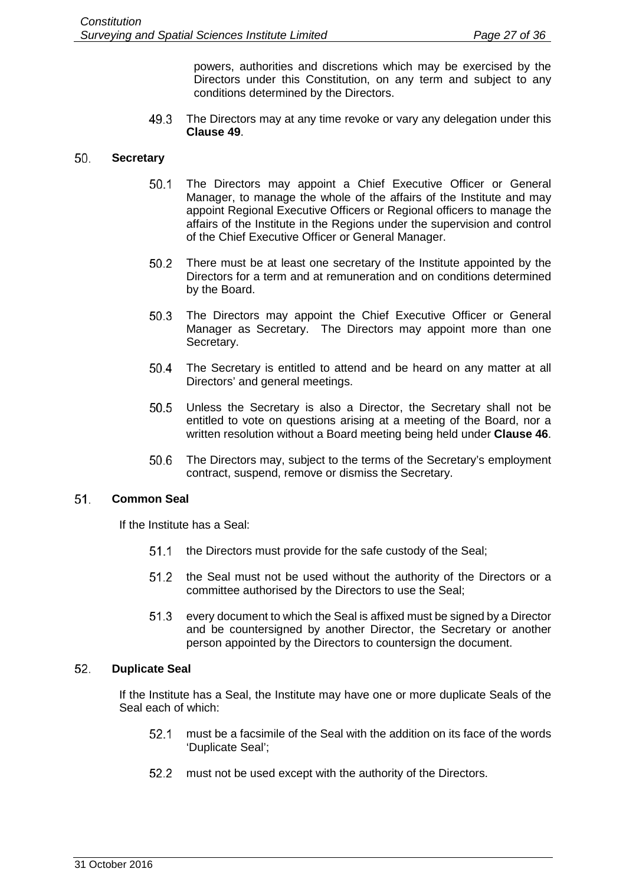powers, authorities and discretions which may be exercised by the Directors under this Constitution, on any term and subject to any conditions determined by the Directors.

49.3 The Directors may at any time revoke or vary any delegation under this **Clause 49**.

## 50. Secretary

50.1 The Directors may appoint a Chief Executive Officer or General Manager, to manage the whole of the affairs of the Institute and may appoint Regional Executive Officers or Regional officers to manage the affairs of the Institute in the Regions under the supervision and control of the Chief Executive Officer or General Manager.

50.2 There must be at least one secretary of the Institute appointed by the Directors for a term and at remuneration and on conditions determined by the Board.

50.3 The Directors may appoint the Chief Executive Officer or General Manager as Secretary. The Directors may appoint more than one Secretary.

50.4 The Secretary is entitled to attend and be heard on any matter at all Directors' and general meetings.

50.5 Unless the Secretary is also a Director, the Secretary shall not be entitled to vote on questions arising at a meeting of the Board, nor a written resolution without a Board meeting being held under **Clause 46**.

50.6 The Directors may, subject to the terms of the Secretary's employment contract, suspend, remove or dismiss the Secretary.

## 51. Common Seal

If the Institute has a Seal:

51.1 the Directors must provide for the safe custody of the Seal;

51.2 the Seal must not be used without the authority of the Directors or a committee authorised by the Directors to use the Seal;

51.3 every document to which the Seal is affixed must be signed by a Director and be countersigned by another Director, the Secretary or another person appointed by the Directors to countersign the document.

## 52. Duplicate Seal

If the Institute has a Seal, the Institute may have one or more duplicate Seals of the Seal each of which:

52.1 must be a facsimile of the Seal with the addition on its face of the words 'Duplicate Seal';

52.2 must not be used except with the authority of the Directors.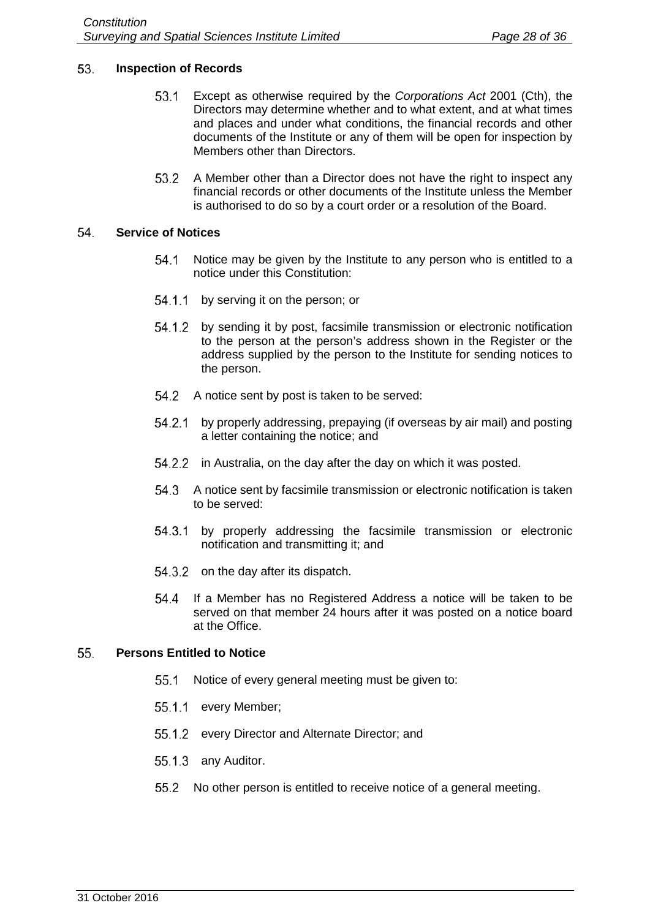## 53. Inspection of Records

53.1 Except as otherwise required by the *Corporations Act* 2001 (Cth), the Directors may determine whether and to what extent, and at what times and places and under what conditions, the financial records and other documents of the Institute or any of them will be open for inspection by Members other than Directors.

53.2 A Member other than a Director does not have the right to inspect any financial records or other documents of the Institute unless the Member is authorised to do so by a court order or a resolution of the Board.

## 54. Service of Notices

54.1 Notice may be given by the Institute to any person who is entitled to a notice under this Constitution:

54.1.1 by serving it on the person; or

54.1.2 by sending it by post, facsimile transmission or electronic notification to the person at the person's address shown in the Register or the address supplied by the person to the Institute for sending notices to the person.

54.2 A notice sent by post is taken to be served:

54.2.1 by properly addressing, prepaying (if overseas by air mail) and posting a letter containing the notice; and

54.2.2 in Australia, on the day after the day on which it was posted.

54.3 A notice sent by facsimile transmission or electronic notification is taken to be served:

54.3.1 by properly addressing the facsimile transmission or electronic notification and transmitting it; and

54.3.2 on the day after its dispatch.

54.4 If a Member has no Registered Address a notice will be taken to be served on that member 24 hours after it was posted on a notice board at the Office.

## 55. Persons Entitled to Notice

55.1 Notice of every general meeting must be given to:

55.1.1 every Member;

55.1.2 every Director and Alternate Director; and

55.1.3 any Auditor.

55.2 No other person is entitled to receive notice of a general meeting.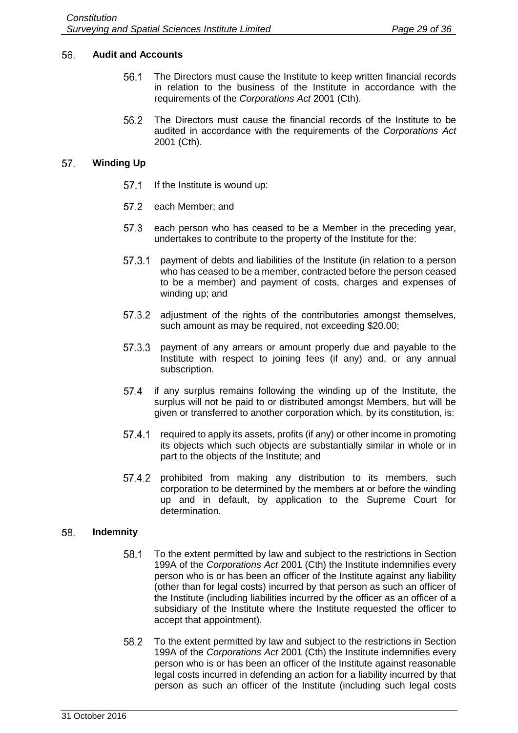## 56. Audit and Accounts

56.1 The Directors must cause the Institute to keep written financial records in relation to the business of the Institute in accordance with the requirements of the *Corporations Act* 2001 (Cth).

56.2 The Directors must cause the financial records of the Institute to be audited in accordance with the requirements of the *Corporations Act* 2001 (Cth).

## 57. Winding Up

57.1 If the Institute is wound up:

57.2 each Member; and

57.3 each person who has ceased to be a Member in the preceding year, undertakes to contribute to the property of the Institute for the:

57.3.1 payment of debts and liabilities of the Institute (in relation to a person who has ceased to be a member, contracted before the person ceased to be a member) and payment of costs, charges and expenses of winding up; and

57.3.2 adjustment of the rights of the contributories amongst themselves, such amount as may be required, not exceeding $20.00;

57.3.3 payment of any arrears or amount properly due and payable to the Institute with respect to joining fees (if any) and, or any annual subscription.

57.4 if any surplus remains following the winding up of the Institute, the surplus will not be paid to or distributed amongst Members, but will be given or transferred to another corporation which, by its constitution, is:

57.4.1 required to apply its assets, profits (if any) or other income in promoting its objects which such objects are substantially similar in whole or in part to the objects of the Institute; and

57.4.2 prohibited from making any distribution to its members, such corporation to be determined by the members at or before the winding up and in default, by application to the Supreme Court for determination.

## 58. Indemnity

58.1 To the extent permitted by law and subject to the restrictions in Section 199A of the *Corporations Act* 2001 (Cth) the Institute indemnifies every person who is or has been an officer of the Institute against any liability (other than for legal costs) incurred by that person as such an officer of the Institute (including liabilities incurred by the officer as an officer of a subsidiary of the Institute where the Institute requested the officer to accept that appointment).

58.2 To the extent permitted by law and subject to the restrictions in Section 199A of the *Corporations Act* 2001 (Cth) the Institute indemnifies every person who is or has been an officer of the Institute against reasonable legal costs incurred in defending an action for a liability incurred by that person as such an officer of the Institute (including such legal costs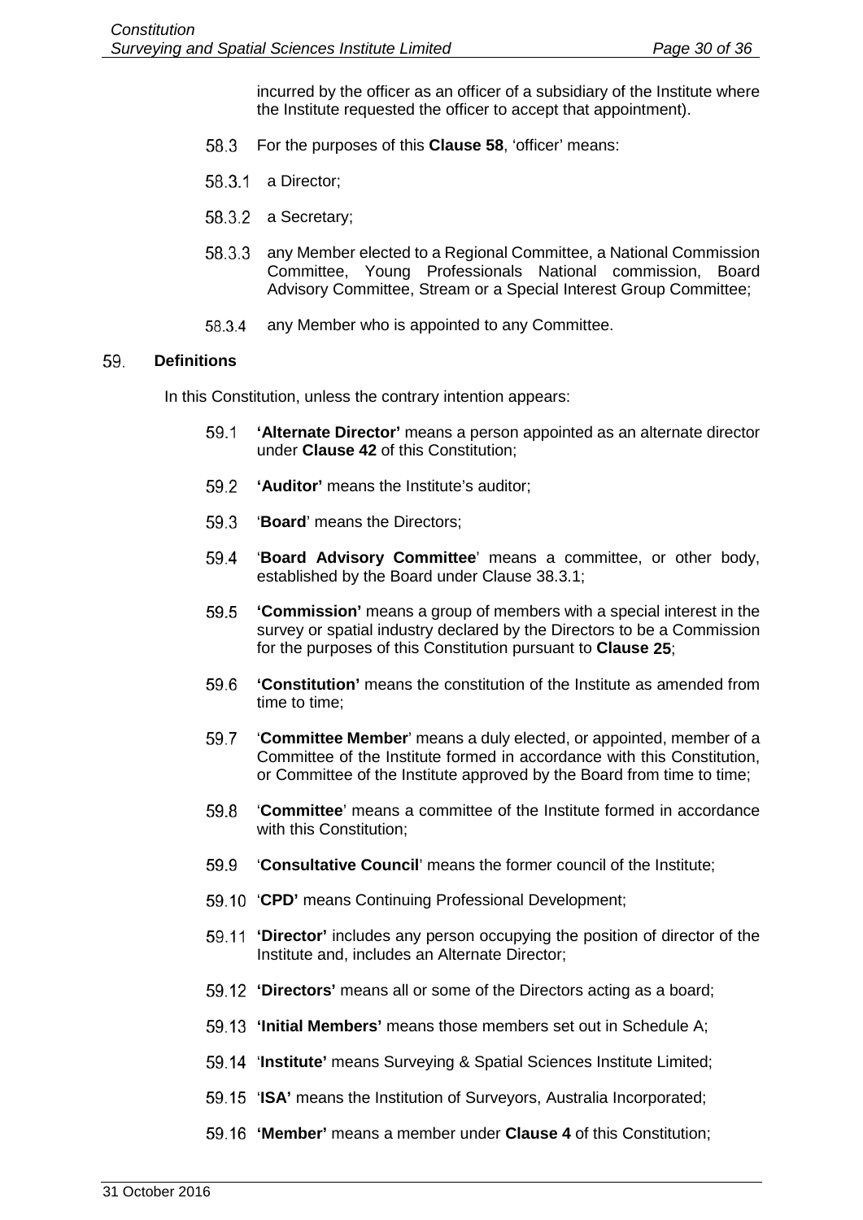incurred by the officer as an officer of a subsidiary of the Institute where the Institute requested the officer to accept that appointment).

58.3 For the purposes of this **Clause 58**, 'officer' means:

58.3.1 a Director;

58.3.2 a Secretary;

58.3.3 any Member elected to a Regional Committee, a National Commission Committee, Young Professionals National commission, Board Advisory Committee, Stream or a Special Interest Group Committee;

58.3.4 any Member who is appointed to any Committee.

## 59. Definitions

In this Constitution, unless the contrary intention appears:

59.1 **'Alternate Director'** means a person appointed as an alternate director under **Clause 42** of this Constitution;

59.2 **'Auditor'** means the Institute's auditor;

59.3 '**Board**' means the Directors;

59.4 '**Board Advisory Committee**' means a committee, or other body, established by the Board under Clause 38.3.1;

59.5 **'Commission'** means a group of members with a special interest in the survey or spatial industry declared by the Directors to be a Commission for the purposes of this Constitution pursuant to **Clause 25**;

59.6 **'Constitution'** means the constitution of the Institute as amended from time to time;

59.7 '**Committee Member**' means a duly elected, or appointed, member of a Committee of the Institute formed in accordance with this Constitution, or Committee of the Institute approved by the Board from time to time;

59.8 '**Committee**' means a committee of the Institute formed in accordance with this Constitution;

59.9 '**Consultative Council**' means the former council of the Institute;

59.10 '**CPD'** means Continuing Professional Development;

59.11 **'Director'** includes any person occupying the position of director of the Institute and, includes an Alternate Director;

59.12 **'Directors'** means all or some of the Directors acting as a board;

59.13 **'Initial Members'** means those members set out in Schedule A;

59.14 '**Institute'** means Surveying & Spatial Sciences Institute Limited;

59.15 '**ISA'** means the Institution of Surveyors, Australia Incorporated;

59.16 **'Member'** means a member under **Clause 4** of this Constitution;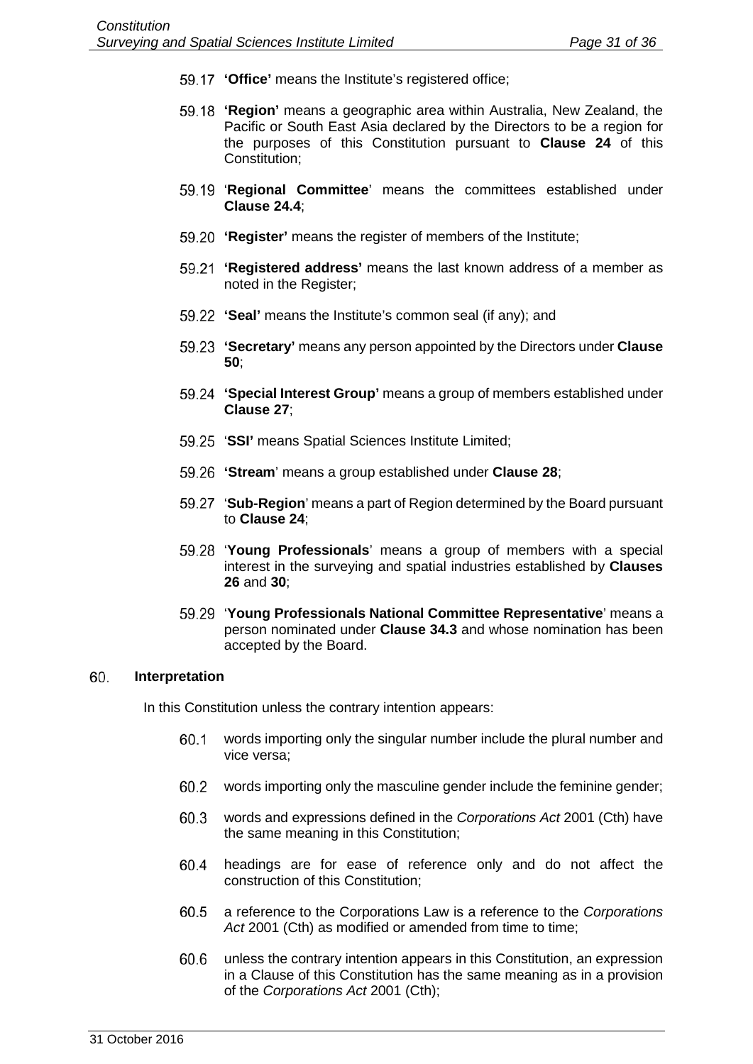59.17 **'Office'** means the Institute's registered office;

59.18 **'Region'** means a geographic area within Australia, New Zealand, the Pacific or South East Asia declared by the Directors to be a region for the purposes of this Constitution pursuant to **Clause 24** of this Constitution;

59.19 '**Regional Committee**' means the committees established under **Clause 24.4**;

59.20 **'Register'** means the register of members of the Institute;

59.21 **'Registered address'** means the last known address of a member as noted in the Register;

59.22 **'Seal'** means the Institute's common seal (if any); and

59.23 **'Secretary'** means any person appointed by the Directors under **Clause 50**;

59.24 **'Special Interest Group'** means a group of members established under **Clause 27**;

59.25 '**SSI'** means Spatial Sciences Institute Limited;

59.26 **'Stream**' means a group established under **Clause 28**;

59.27 '**Sub-Region**' means a part of Region determined by the Board pursuant to **Clause 24**;

59.28 '**Young Professionals**' means a group of members with a special interest in the surveying and spatial industries established by **Clauses 26** and **30**;

59.29 '**Young Professionals National Committee Representative**' means a person nominated under **Clause 34.3** and whose nomination has been accepted by the Board.

## 60. Interpretation

In this Constitution unless the contrary intention appears:

60.1 words importing only the singular number include the plural number and vice versa;

60.2 words importing only the masculine gender include the feminine gender;

60.3 words and expressions defined in the *Corporations Act* 2001 (Cth) have the same meaning in this Constitution;

60.4 headings are for ease of reference only and do not affect the construction of this Constitution;

60.5 a reference to the Corporations Law is a reference to the *Corporations Act* 2001 (Cth) as modified or amended from time to time;

60.6 unless the contrary intention appears in this Constitution, an expression in a Clause of this Constitution has the same meaning as in a provision of the *Corporations Act* 2001 (Cth);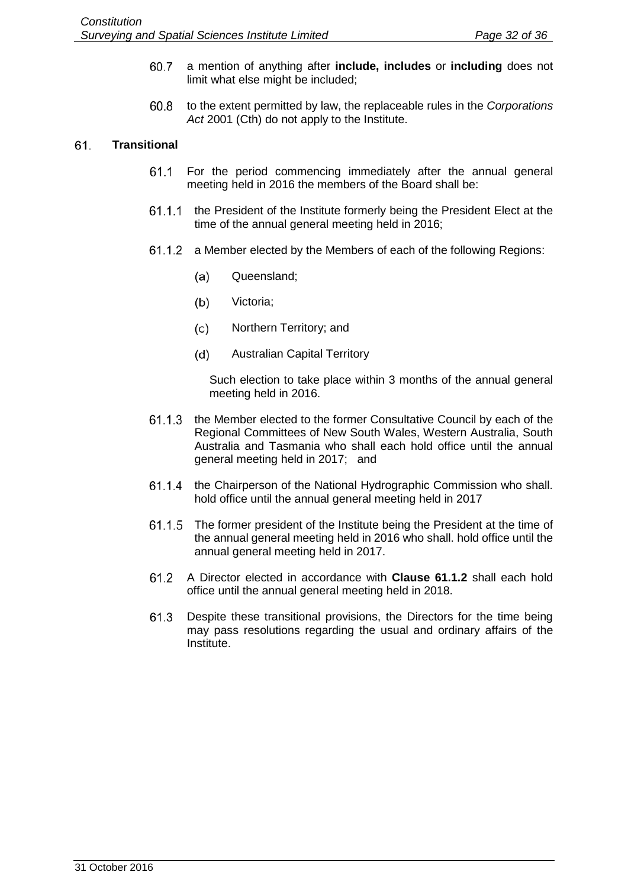60.7 a mention of anything after **include, includes** or **including** does not limit what else might be included;

60.8 to the extent permitted by law, the replaceable rules in the *Corporations Act* 2001 (Cth) do not apply to the Institute.

## 61. Transitional

61.1 For the period commencing immediately after the annual general meeting held in 2016 the members of the Board shall be:

61.1.1 the President of the Institute formerly being the President Elect at the time of the annual general meeting held in 2016;

61.1.2 a Member elected by the Members of each of the following Regions:

(a) Queensland;

(b) Victoria;

(c) Northern Territory; and

(d) Australian Capital Territory

Such election to take place within 3 months of the annual general meeting held in 2016.

61.1.3 the Member elected to the former Consultative Council by each of the Regional Committees of New South Wales, Western Australia, South Australia and Tasmania who shall each hold office until the annual general meeting held in 2017; and

61.1.4 the Chairperson of the National Hydrographic Commission who shall. hold office until the annual general meeting held in 2017

61.1.5 The former president of the Institute being the President at the time of the annual general meeting held in 2016 who shall. hold office until the annual general meeting held in 2017.

61.2 A Director elected in accordance with **Clause 61.1.2** shall each hold office until the annual general meeting held in 2018.

61.3 Despite these transitional provisions, the Directors for the time being may pass resolutions regarding the usual and ordinary affairs of the Institute.